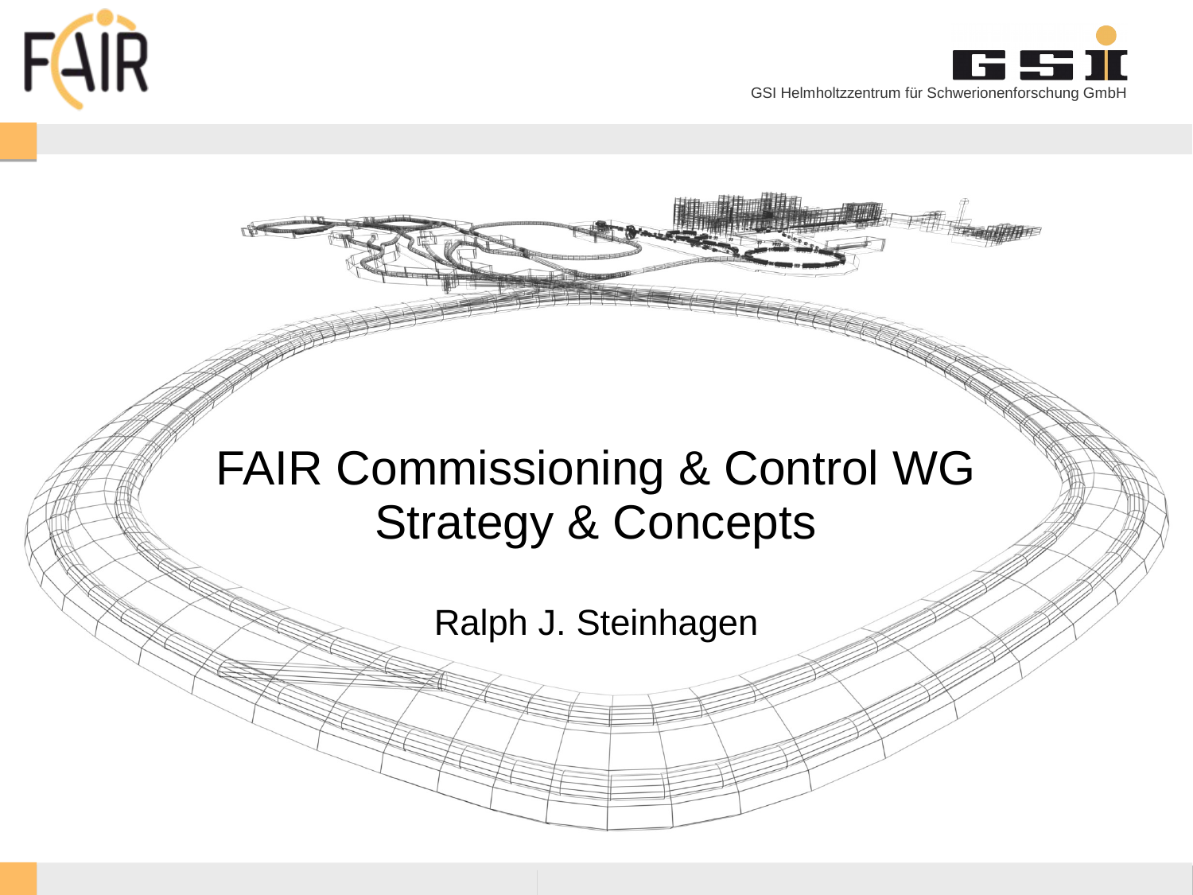# FAIR Commissioning & Control WG
# Strategy & Concepts

Ralph J. Steinhagen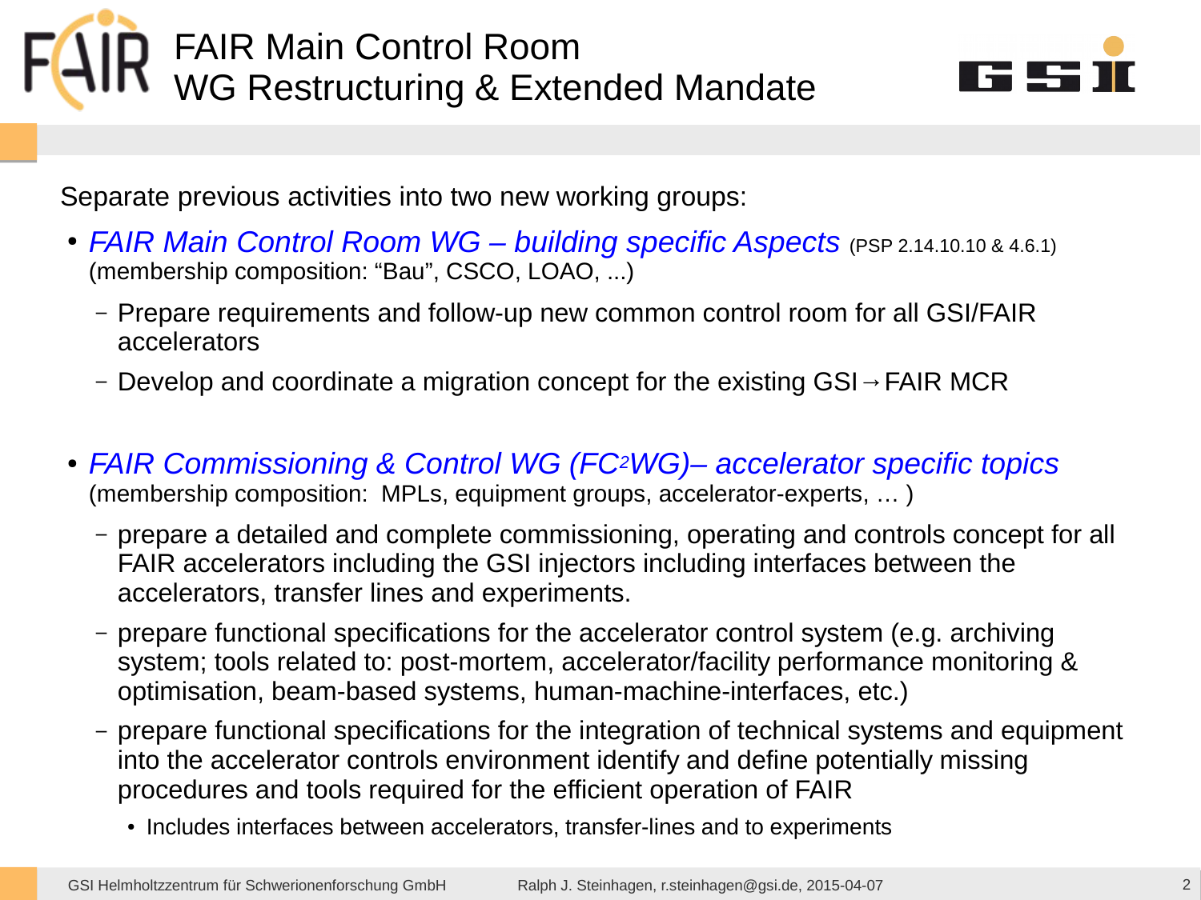# FAIR Main Control Room
## WG Restructuring & Extended Mandate

Separate previous activities into two new working groups:

- *FAIR Main Control Room WG – building specific Aspects* (PSP 2.14.10.10 & 4.6.1)
  (membership composition: “Bau”, CSCO, LOAO, ...)
  - Prepare requirements and follow-up new common control room for all GSI/FAIR accelerators
  - Develop and coordinate a migration concept for the existing GSI→FAIR MCR

- *FAIR Commissioning & Control WG ($FC^2WG$)– accelerator specific topics*
  (membership composition: MPLs, equipment groups, accelerator-experts, … )
  - prepare a detailed and complete commissioning, operating and controls concept for all FAIR accelerators including the GSI injectors including interfaces between the accelerators, transfer lines and experiments.
  - prepare functional specifications for the accelerator control system (e.g. archiving system; tools related to: post-mortem, accelerator/facility performance monitoring & optimisation, beam-based systems, human-machine-interfaces, etc.)
  - prepare functional specifications for the integration of technical systems and equipment into the accelerator controls environment identify and define potentially missing procedures and tools required for the efficient operation of FAIR
    - Includes interfaces between accelerators, transfer-lines and to experiments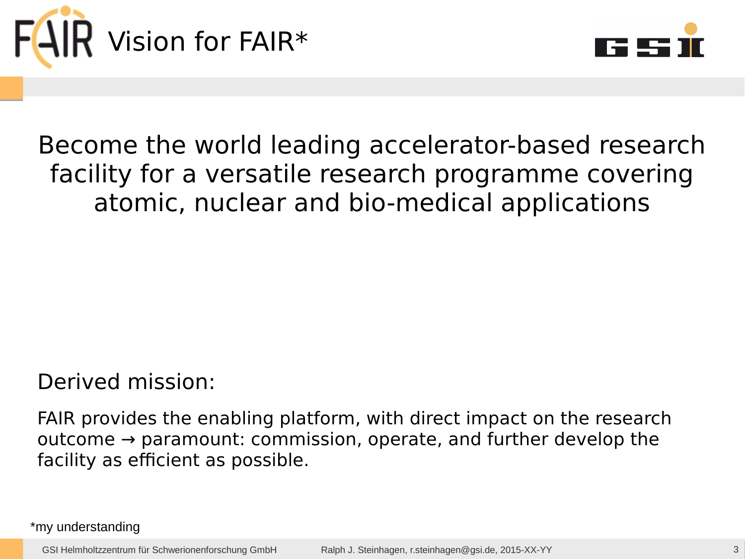# Vision for FAIR*

Become the world leading accelerator-based research facility for a versatile research programme covering atomic, nuclear and bio-medical applications

Derived mission:

FAIR provides the enabling platform, with direct impact on the research outcome → paramount: commission, operate, and further develop the facility as efficient as possible.

*my understanding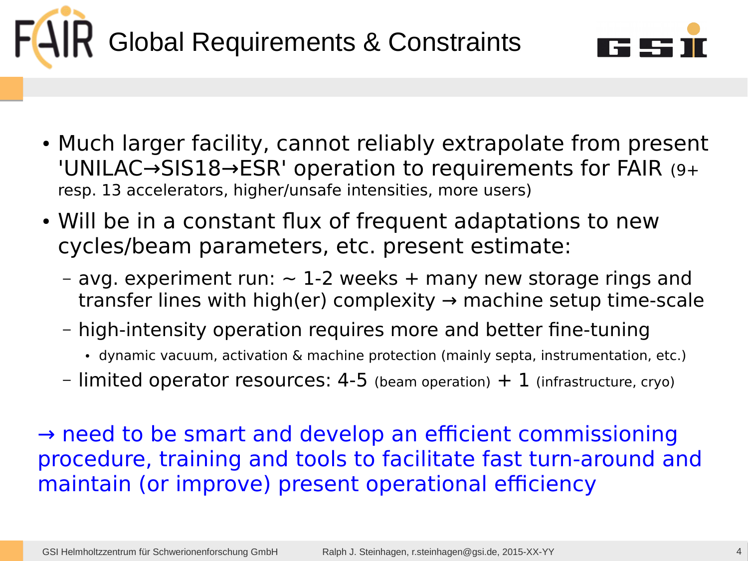# Global Requirements & Constraints

- Much larger facility, cannot reliably extrapolate from present 'UNILAC→SIS18→ESR' operation to requirements for FAIR (9+ resp. 13 accelerators, higher/unsafe intensities, more users)
- Will be in a constant flux of frequent adaptations to new cycles/beam parameters, etc. present estimate:
  - avg. experiment run: ~ 1-2 weeks + many new storage rings and transfer lines with high(er) complexity → machine setup time-scale
  - high-intensity operation requires more and better fine-tuning
    - dynamic vacuum, activation & machine protection (mainly septa, instrumentation, etc.)
  - limited operator resources: 4-5 (beam operation) + 1 (infrastructure, cryo)

→ need to be smart and develop an efficient commissioning procedure, training and tools to facilitate fast turn-around and maintain (or improve) present operational efficiency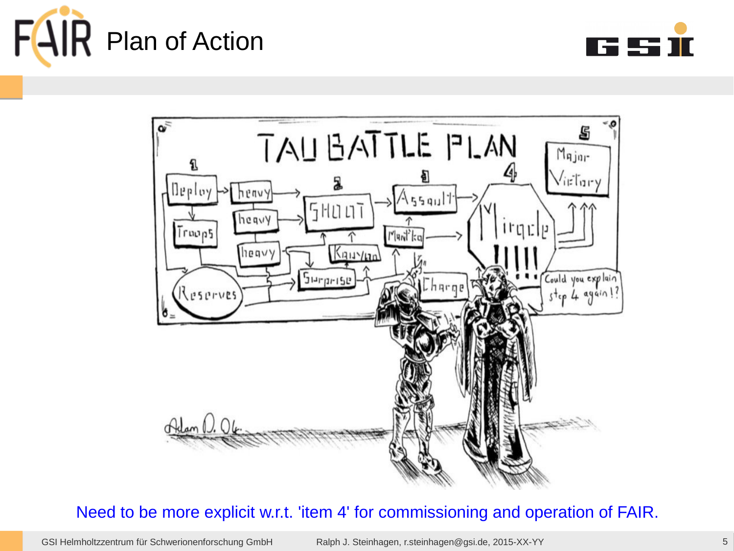# Plan of Action

Need to be more explicit w.r.t. 'item 4' for commissioning and operation of FAIR.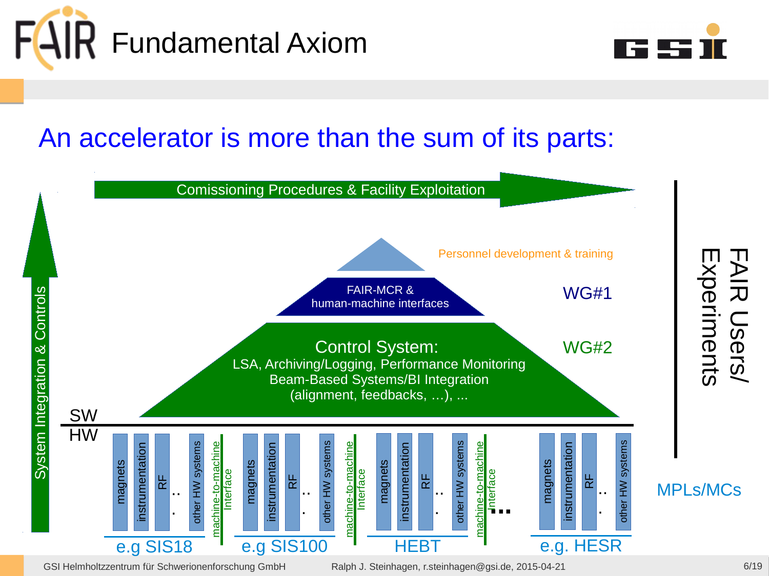# Fundamental Axiom

## An accelerator is more than the sum of its parts:

Comissioning Procedures & Facility Exploitation

System Integration & Controls

Personnel development & training

FAIR-MCR & human-machine interfaces — WG#1

Control System: LSA, Archiving/Logging, Performance Monitoring, Beam-Based Systems/BI Integration (alignment, feedbacks, …), ... — WG#2

SW

HW

| e.g SIS18 | e.g SIS100 | HEBT | e.g. HESR |
|---|---|---|---|
| magnets, instrumentation, RF, .., other HW systems | magnets, instrumentation, RF, .., other HW systems | magnets, instrumentation, RF, .., other HW systems | magnets, instrumentation, RF, .., other HW systems |

machine-to-machine Interface ...

FAIR Users/ Experiments

MPLs/MCs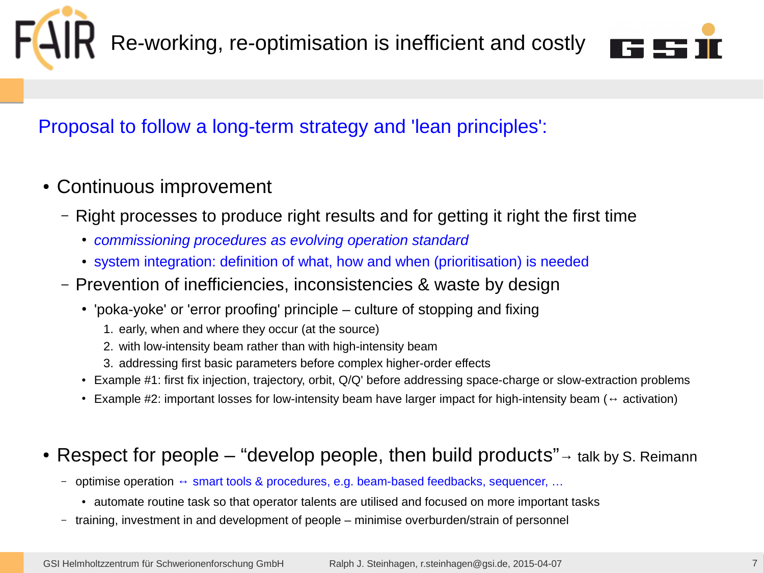# Re-working, re-optimisation is inefficient and costly

## Proposal to follow a long-term strategy and 'lean principles':

- Continuous improvement
  - Right processes to produce right results and for getting it right the first time
    - *commissioning procedures as evolving operation standard*
    - system integration: definition of what, how and when (prioritisation) is needed
  - Prevention of inefficiencies, inconsistencies & waste by design
    - 'poka-yoke' or 'error proofing' principle – culture of stopping and fixing
      1. early, when and where they occur (at the source)
      2. with low-intensity beam rather than with high-intensity beam
      3. addressing first basic parameters before complex higher-order effects
    - Example #1: first fix injection, trajectory, orbit, Q/Q' before addressing space-charge or slow-extraction problems
    - Example #2: important losses for low-intensity beam have larger impact for high-intensity beam (↔ activation)

- Respect for people – “develop people, then build products”→ talk by S. Reimann
  - optimise operation ↔ smart tools & procedures, e.g. beam-based feedbacks, sequencer, …
    - automate routine task so that operator talents are utilised and focused on more important tasks
  - training, investment in and development of people – minimise overburden/strain of personnel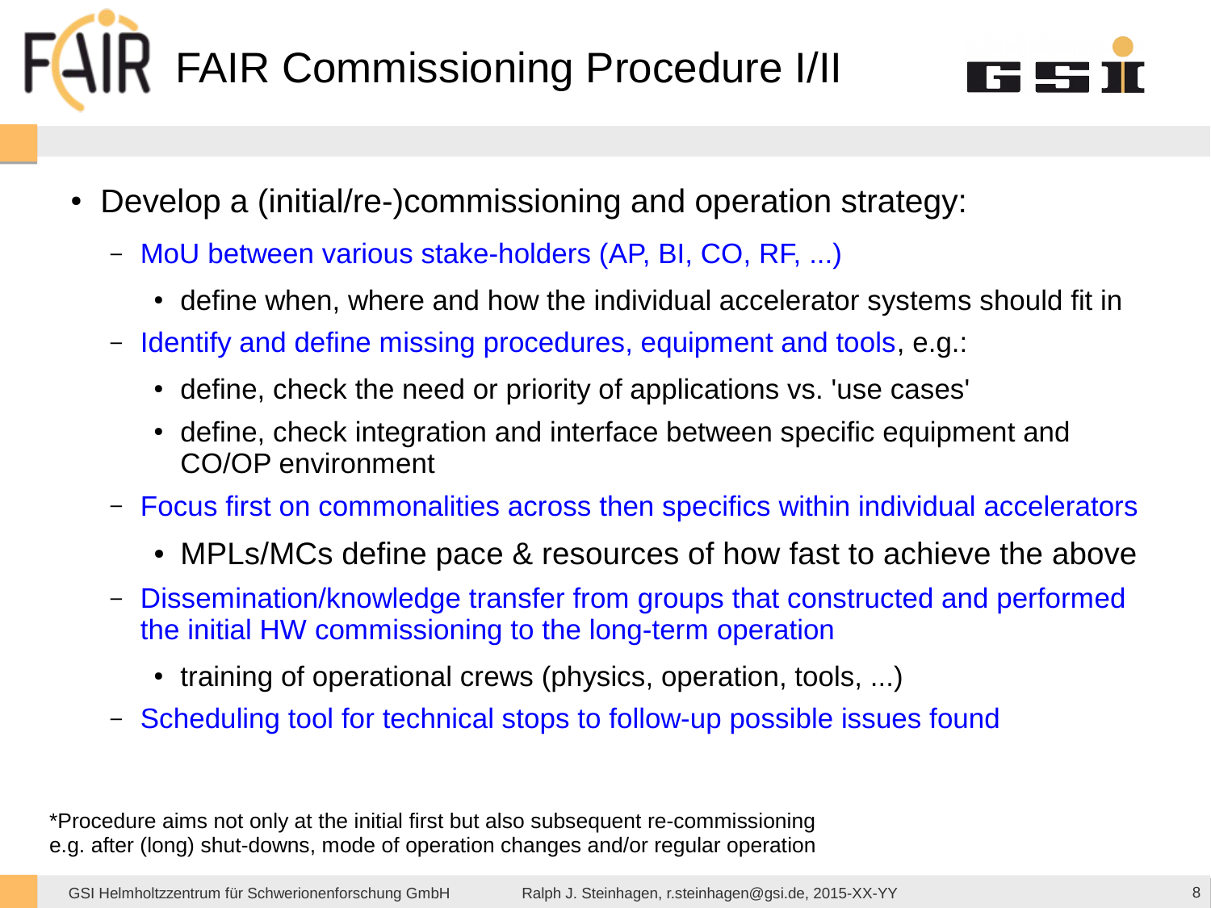# FAIR Commissioning Procedure I/II

- Develop a (initial/re-)commissioning and operation strategy:
  - MoU between various stake-holders (AP, BI, CO, RF, ...)
    - define when, where and how the individual accelerator systems should fit in
  - Identify and define missing procedures, equipment and tools, e.g.:
    - define, check the need or priority of applications vs. 'use cases'
    - define, check integration and interface between specific equipment and CO/OP environment
  - Focus first on commonalities across then specifics within individual accelerators
    - MPLs/MCs define pace & resources of how fast to achieve the above
  - Dissemination/knowledge transfer from groups that constructed and performed the initial HW commissioning to the long-term operation
    - training of operational crews (physics, operation, tools, ...)
  - Scheduling tool for technical stops to follow-up possible issues found

*Procedure aims not only at the initial first but also subsequent re-commissioning e.g. after (long) shut-downs, mode of operation changes and/or regular operation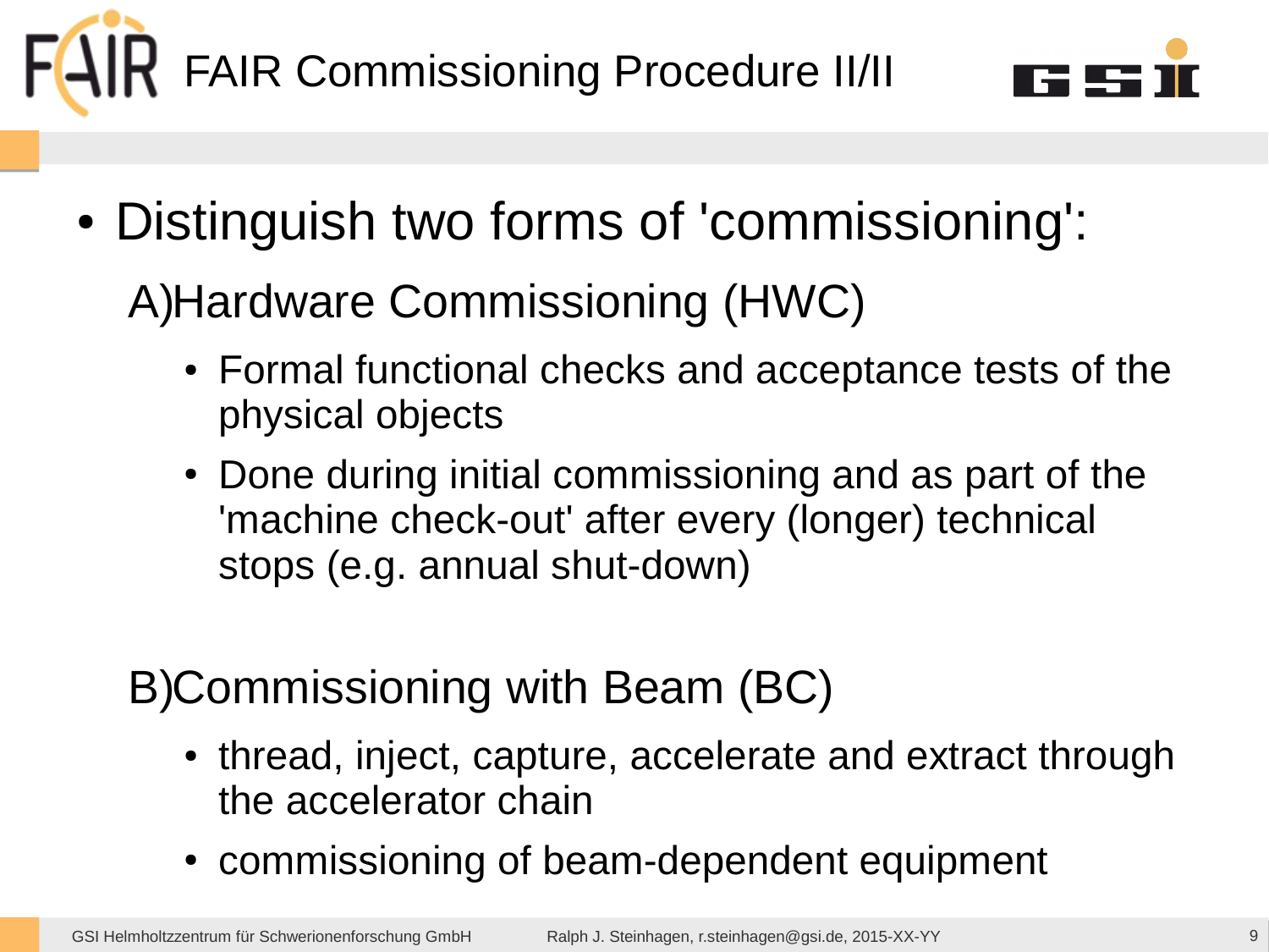# FAIR Commissioning Procedure II/II

- Distinguish two forms of 'commissioning':

  A) Hardware Commissioning (HWC)

  - Formal functional checks and acceptance tests of the physical objects
  - Done during initial commissioning and as part of the 'machine check-out' after every (longer) technical stops (e.g. annual shut-down)

  B) Commissioning with Beam (BC)

  - thread, inject, capture, accelerate and extract through the accelerator chain
  - commissioning of beam-dependent equipment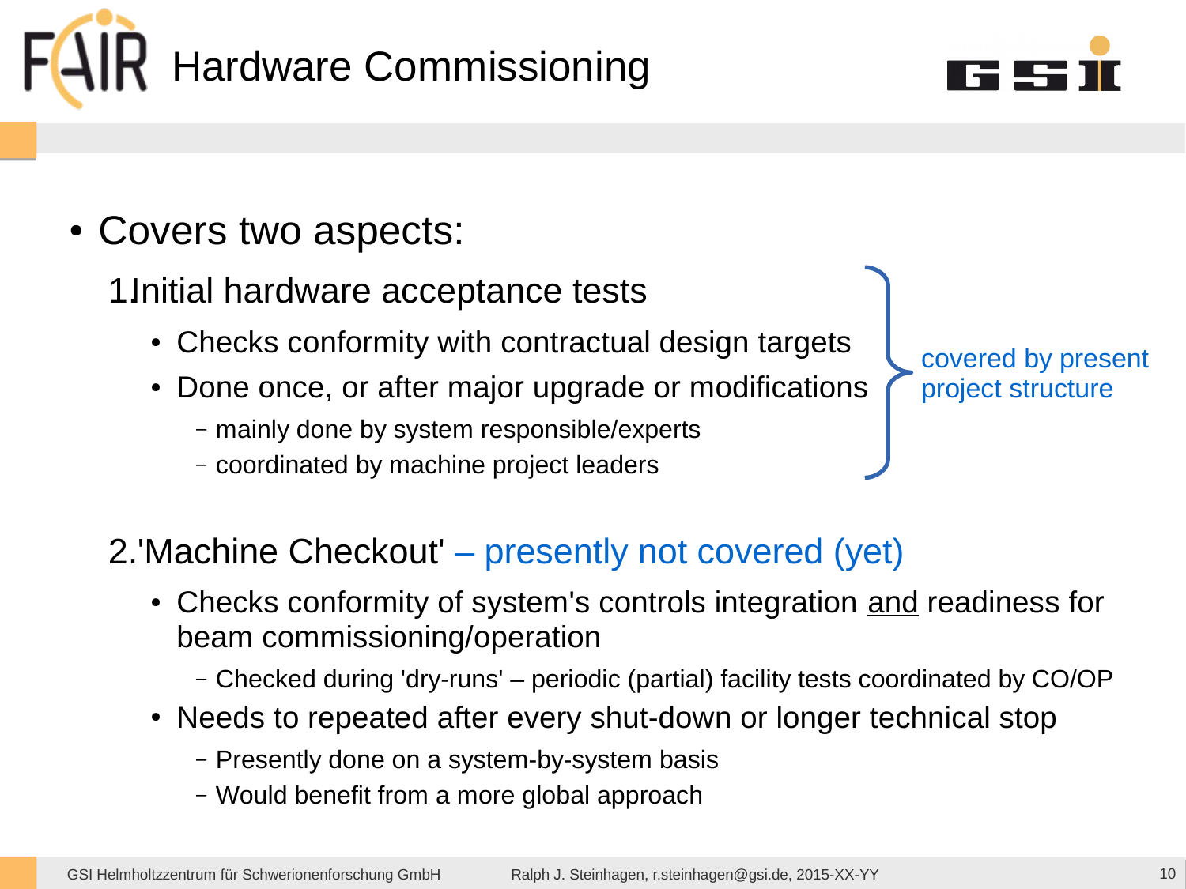# Hardware Commissioning

- Covers two aspects:

  1. Initial hardware acceptance tests
     - Checks conformity with contractual design targets
     - Done once, or after major upgrade or modifications
       - mainly done by system responsible/experts
       - coordinated by machine project leaders

     } covered by present project structure

  2. 'Machine Checkout' – presently not covered (yet)
     - Checks conformity of system's controls integration <u>and</u> readiness for beam commissioning/operation
       - Checked during 'dry-runs' – periodic (partial) facility tests coordinated by CO/OP
     - Needs to repeated after every shut-down or longer technical stop
       - Presently done on a system-by-system basis
       - Would benefit from a more global approach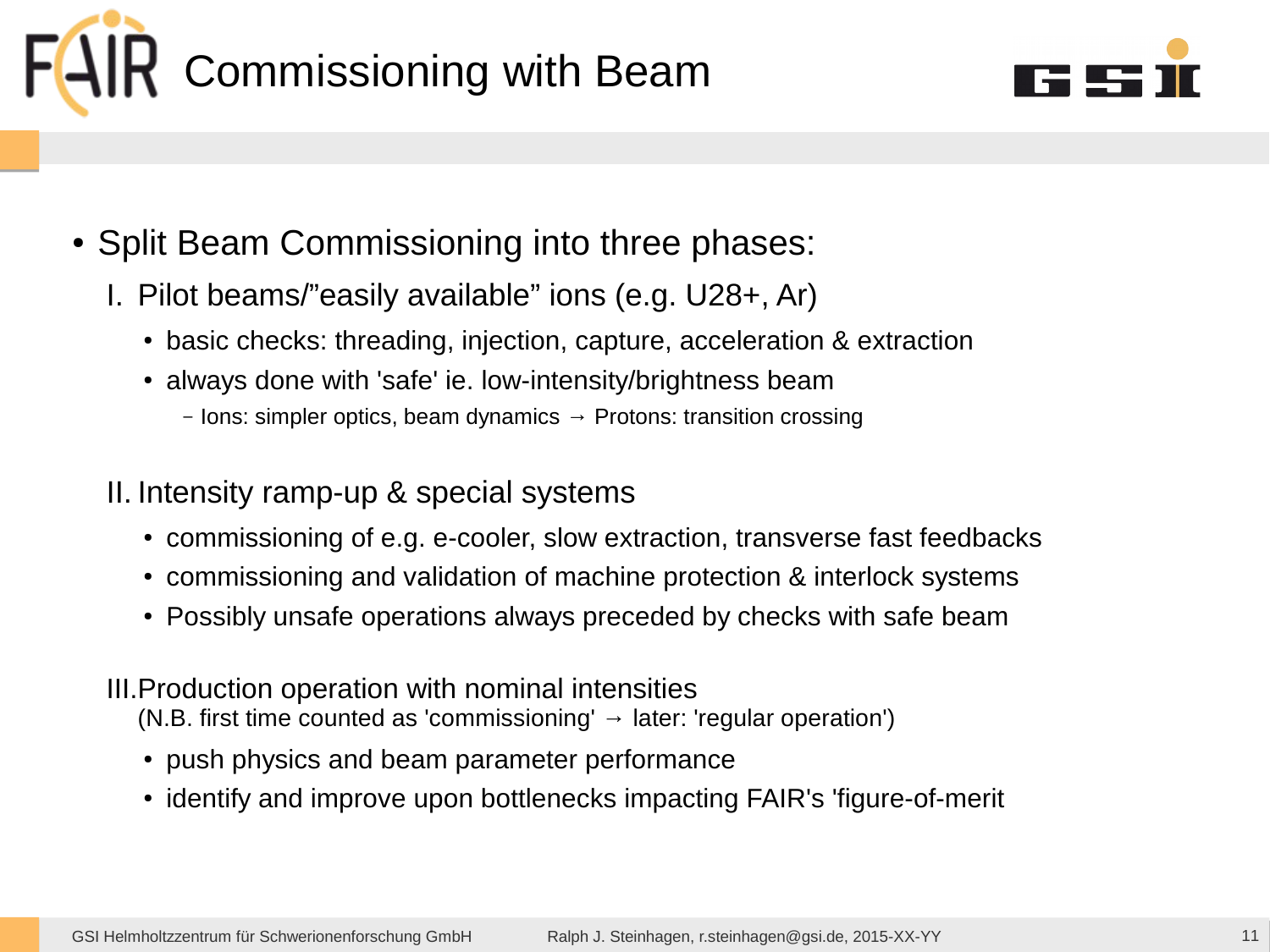# Commissioning with Beam

- Split Beam Commissioning into three phases:

  I. Pilot beams/”easily available” ions (e.g. U28+, Ar)
  - basic checks: threading, injection, capture, acceleration & extraction
  - always done with 'safe' ie. low-intensity/brightness beam
    - Ions: simpler optics, beam dynamics → Protons: transition crossing

  II. Intensity ramp-up & special systems
  - commissioning of e.g. e-cooler, slow extraction, transverse fast feedbacks
  - commissioning and validation of machine protection & interlock systems
  - Possibly unsafe operations always preceded by checks with safe beam

  III. Production operation with nominal intensities
  (N.B. first time counted as 'commissioning' → later: 'regular operation')
  - push physics and beam parameter performance
  - identify and improve upon bottlenecks impacting FAIR's 'figure-of-merit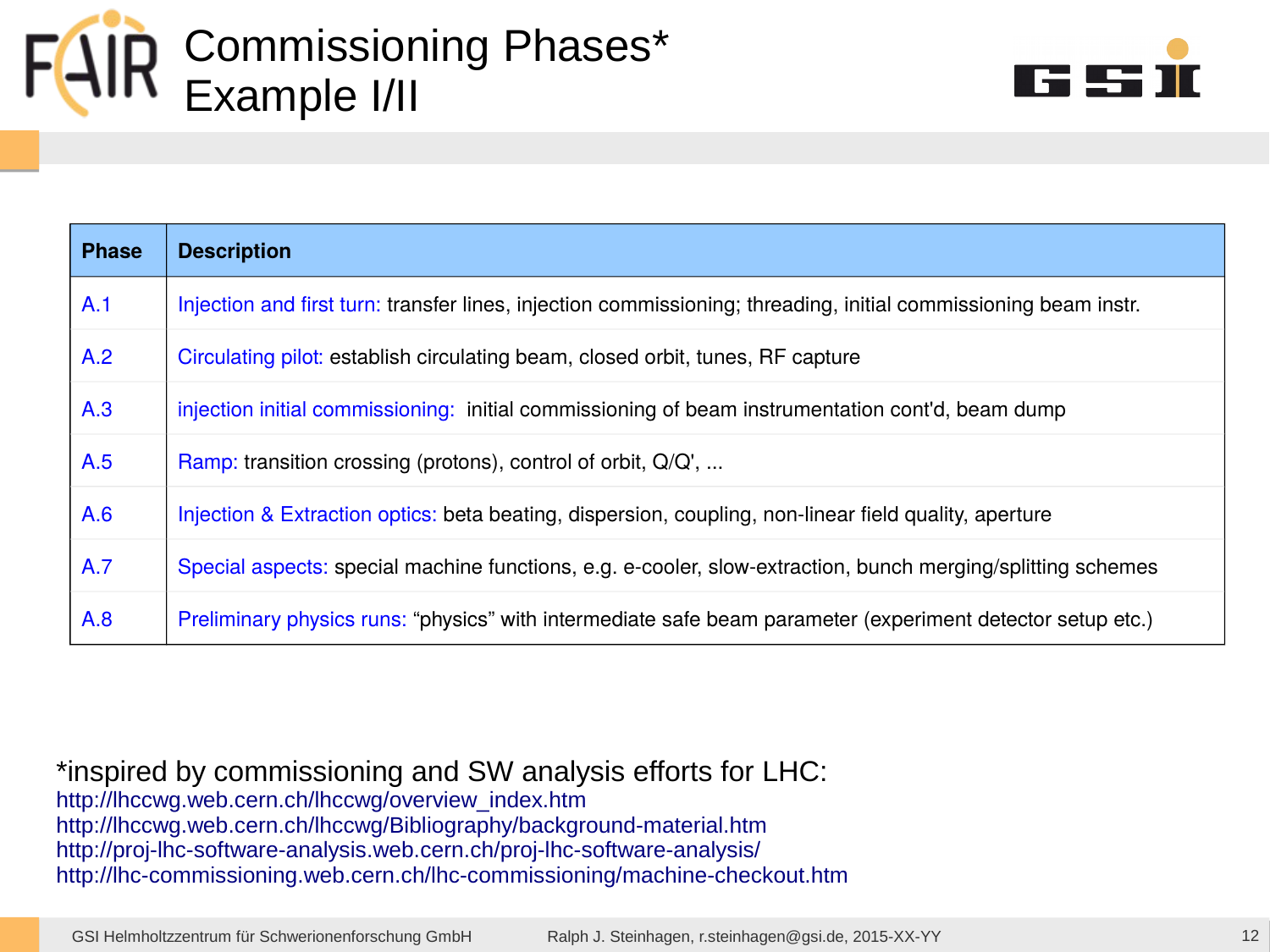# Commissioning Phases* Example I/II

| Phase | Description |
|---|---|
| A.1 | Injection and first turn: transfer lines, injection commissioning; threading, initial commissioning beam instr. |
| A.2 | Circulating pilot: establish circulating beam, closed orbit, tunes, RF capture |
| A.3 | injection initial commissioning: initial commissioning of beam instrumentation cont'd, beam dump |
| A.5 | Ramp: transition crossing (protons), control of orbit, Q/Q', ... |
| A.6 | Injection & Extraction optics: beta beating, dispersion, coupling, non-linear field quality, aperture |
| A.7 | Special aspects: special machine functions, e.g. e-cooler, slow-extraction, bunch merging/splitting schemes |
| A.8 | Preliminary physics runs: “physics” with intermediate safe beam parameter (experiment detector setup etc.) |

*inspired by commissioning and SW analysis efforts for LHC:
http://lhccwg.web.cern.ch/lhccwg/overview_index.htm
http://lhccwg.web.cern.ch/lhccwg/Bibliography/background-material.htm
http://proj-lhc-software-analysis.web.cern.ch/proj-lhc-software-analysis/
http://lhc-commissioning.web.cern.ch/lhc-commissioning/machine-checkout.htm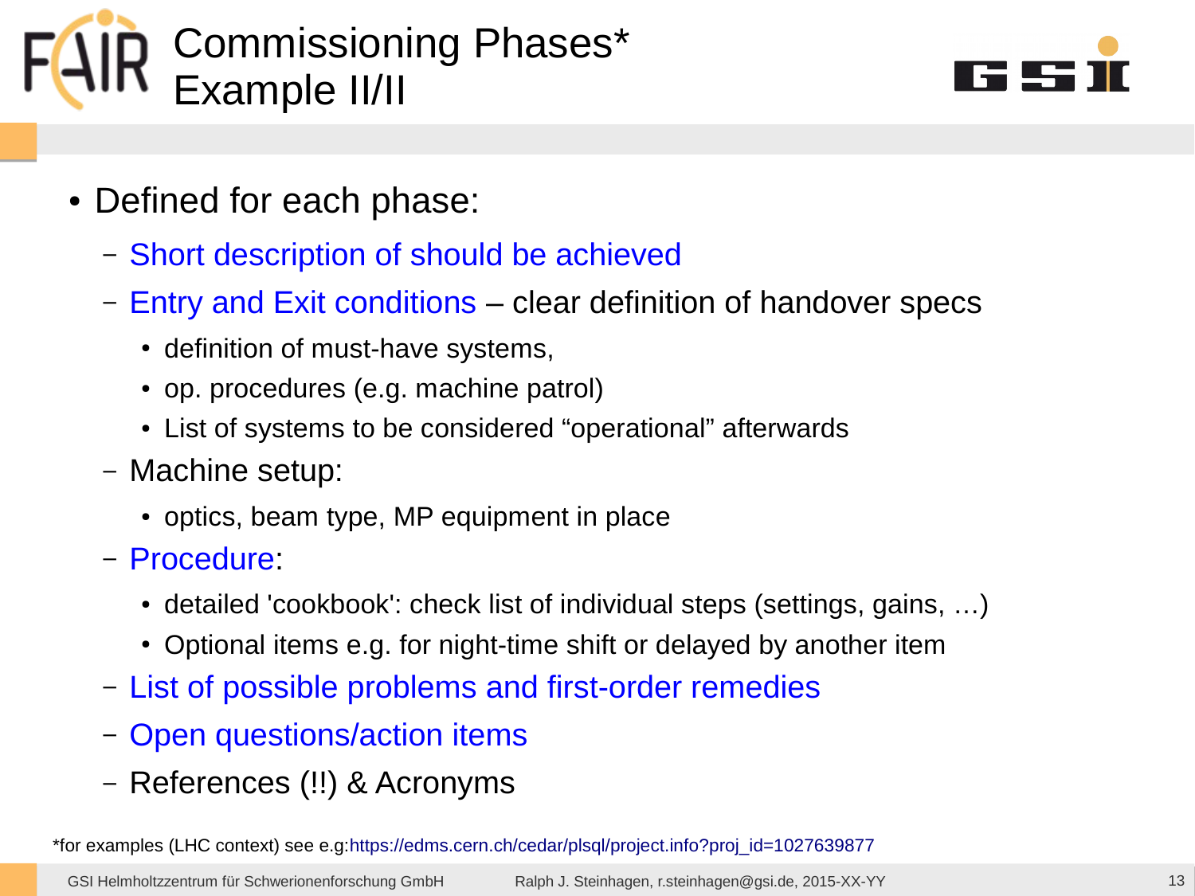# Commissioning Phases* Example II/II

- Defined for each phase:
  - Short description of should be achieved
  - Entry and Exit conditions – clear definition of handover specs
    - definition of must-have systems,
    - op. procedures (e.g. machine patrol)
    - List of systems to be considered “operational” afterwards
  - Machine setup:
    - optics, beam type, MP equipment in place
  - Procedure:
    - detailed 'cookbook': check list of individual steps (settings, gains, …)
    - Optional items e.g. for night-time shift or delayed by another item
  - List of possible problems and first-order remedies
  - Open questions/action items
  - References (!!) & Acronyms

*for examples (LHC context) see e.g:https://edms.cern.ch/cedar/plsql/project.info?proj_id=1027639877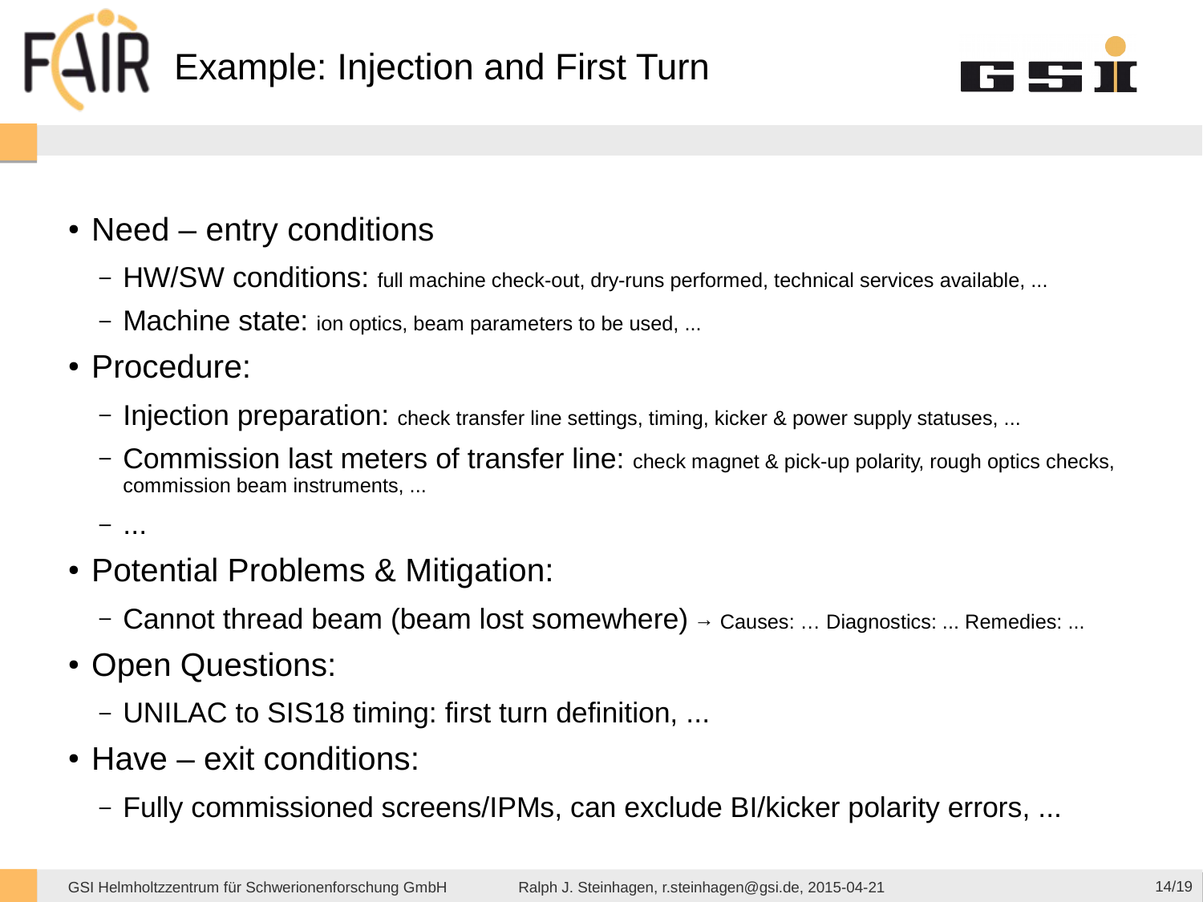# Example: Injection and First Turn

- Need – entry conditions
  - HW/SW conditions: full machine check-out, dry-runs performed, technical services available, ...
  - Machine state: ion optics, beam parameters to be used, ...
- Procedure:
  - Injection preparation: check transfer line settings, timing, kicker & power supply statuses, ...
  - Commission last meters of transfer line: check magnet & pick-up polarity, rough optics checks, commission beam instruments, ...
  - ...
- Potential Problems & Mitigation:
  - Cannot thread beam (beam lost somewhere) → Causes: ... Diagnostics: ... Remedies: ...
- Open Questions:
  - UNILAC to SIS18 timing: first turn definition, ...
- Have – exit conditions:
  - Fully commissioned screens/IPMs, can exclude BI/kicker polarity errors, ...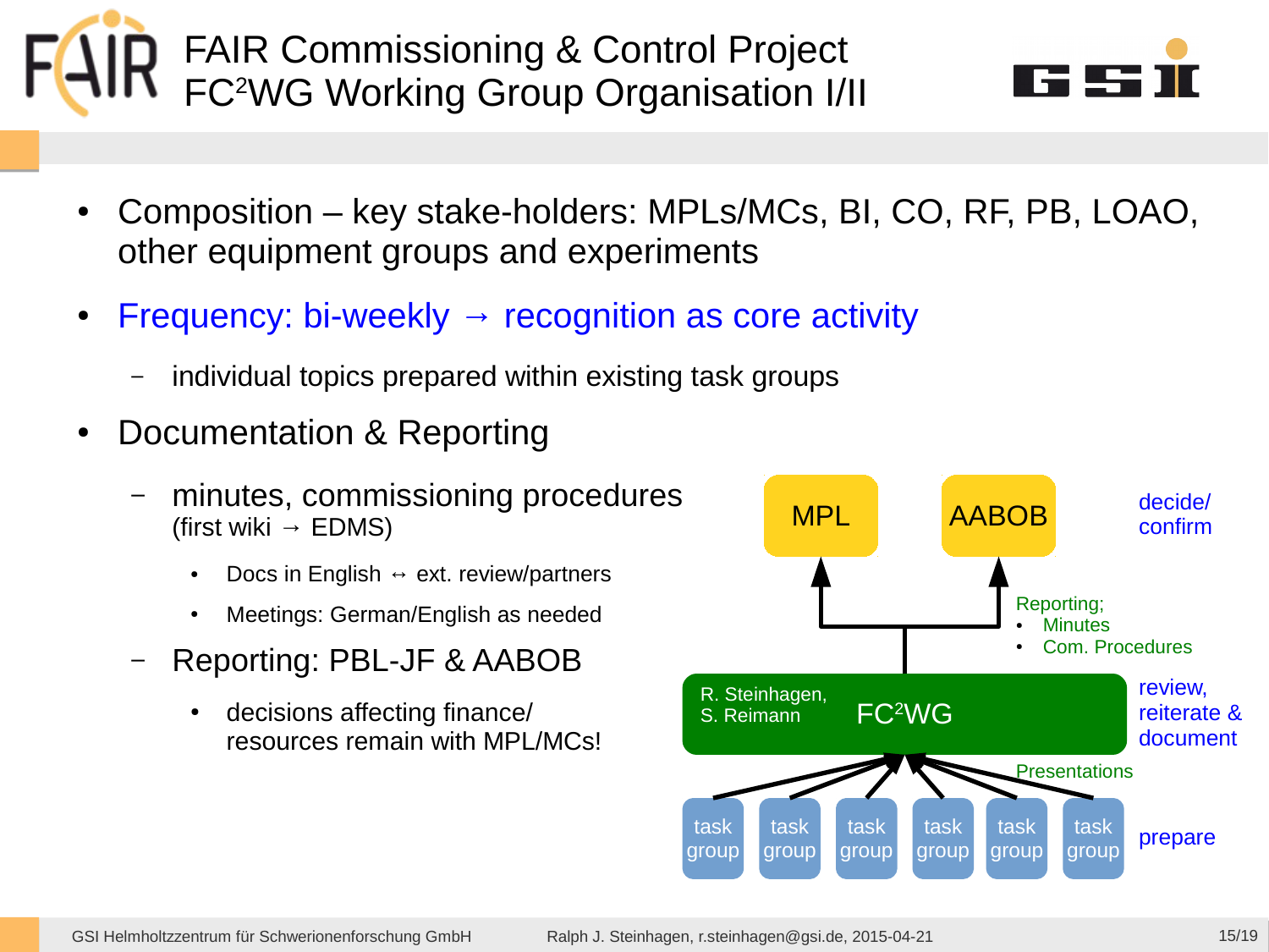# FAIR Commissioning & Control Project
## FC$^2$WG Working Group Organisation I/II

- Composition – key stake-holders: MPLs/MCs, BI, CO, RF, PB, LOAO, other equipment groups and experiments
- Frequency: bi-weekly → recognition as core activity
  - individual topics prepared within existing task groups
- Documentation & Reporting
  - minutes, commissioning procedures (first wiki → EDMS)
    - Docs in English ↔ ext. review/partners
    - Meetings: German/English as needed
  - Reporting: PBL-JF & AABOB
    - decisions affecting finance/ resources remain with MPL/MCs!

MPL | AABOB — decide/ confirm

Reporting;
- Minutes
- Com. Procedures

R. Steinhagen, S. Reimann — FC$^2$WG — review, reiterate & document

Presentations

task group | task group | task group | task group | task group | task group — prepare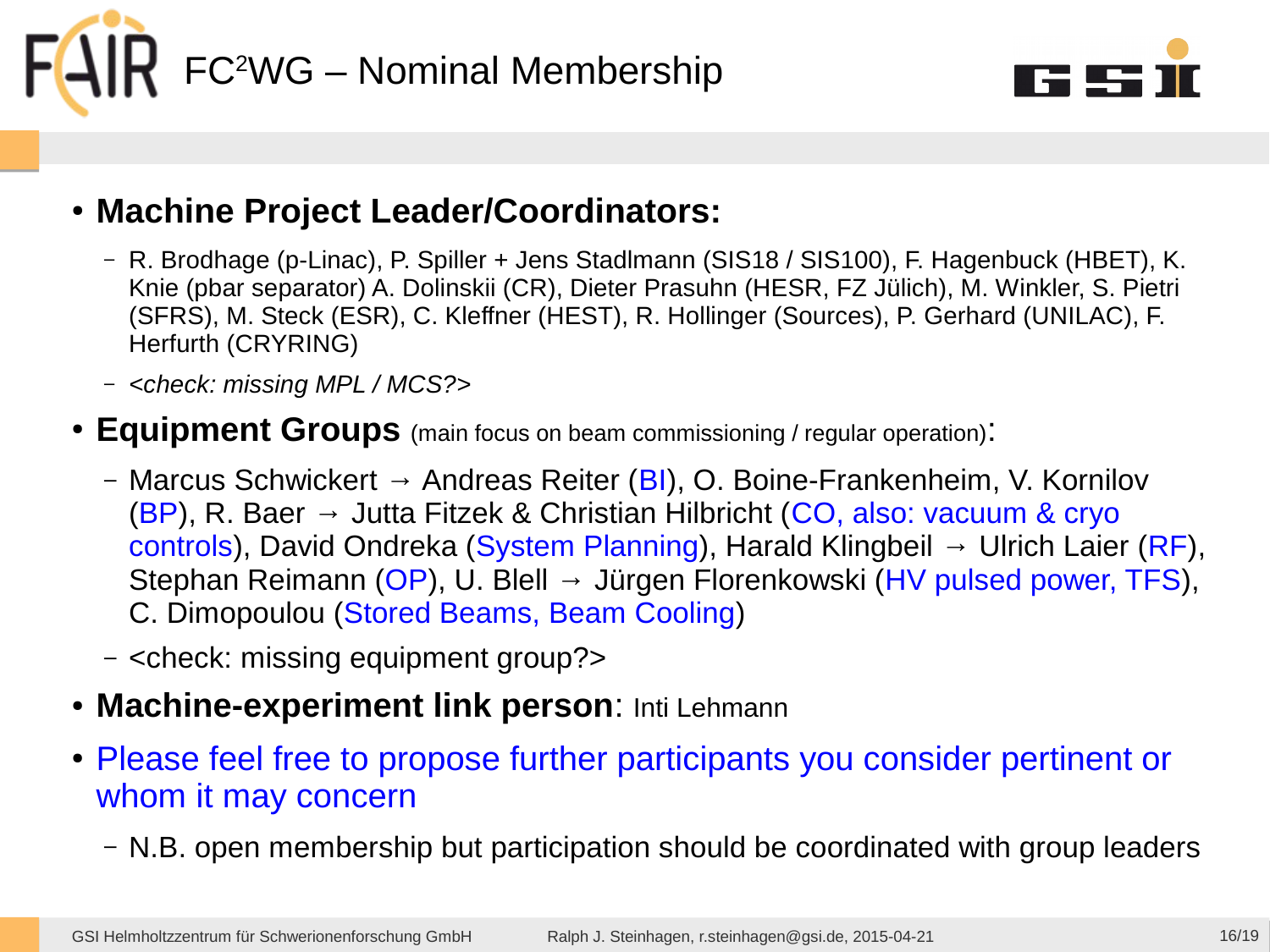# FC²WG – Nominal Membership

- **Machine Project Leader/Coordinators:**
  - R. Brodhage (p-Linac), P. Spiller + Jens Stadlmann (SIS18 / SIS100), F. Hagenbuck (HBET), K. Knie (pbar separator) A. Dolinskii (CR), Dieter Prasuhn (HESR, FZ Jülich), M. Winkler, S. Pietri (SFRS), M. Steck (ESR), C. Kleffner (HEST), R. Hollinger (Sources), P. Gerhard (UNILAC), F. Herfurth (CRYRING)
  - *<check: missing MPL / MCS?>*
- **Equipment Groups** (main focus on beam commissioning / regular operation):
  - Marcus Schwickert → Andreas Reiter (BI), O. Boine-Frankenheim, V. Kornilov (BP), R. Baer → Jutta Fitzek & Christian Hilbricht (CO, also: vacuum & cryo controls), David Ondreka (System Planning), Harald Klingbeil → Ulrich Laier (RF), Stephan Reimann (OP), U. Blell → Jürgen Florenkowski (HV pulsed power, TFS), C. Dimopoulou (Stored Beams, Beam Cooling)
  - <check: missing equipment group?>
- **Machine-experiment link person**: Inti Lehmann
- Please feel free to propose further participants you consider pertinent or whom it may concern
  - N.B. open membership but participation should be coordinated with group leaders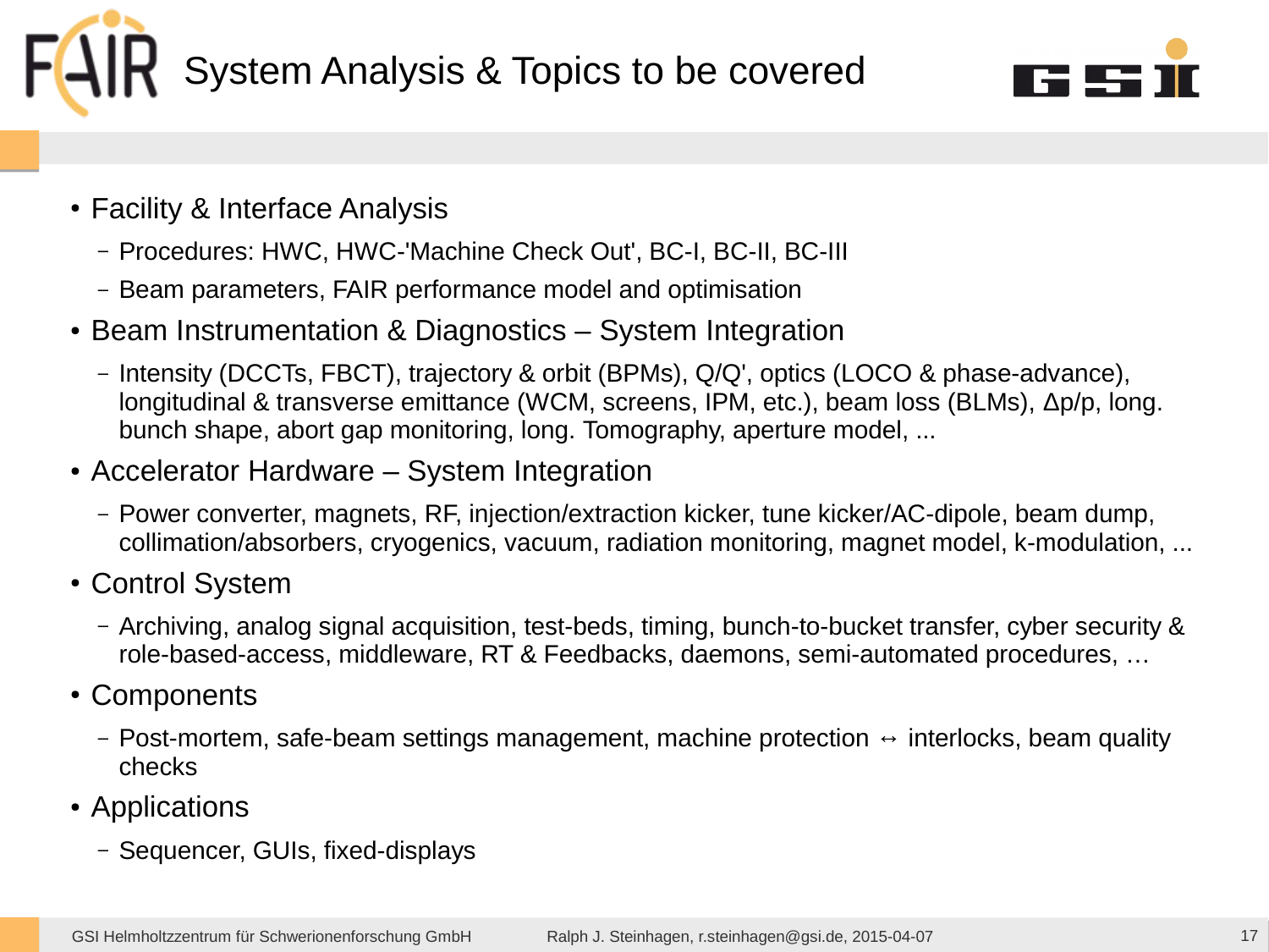# System Analysis & Topics to be covered

- Facility & Interface Analysis
  - Procedures: HWC, HWC-'Machine Check Out', BC-I, BC-II, BC-III
  - Beam parameters, FAIR performance model and optimisation
- Beam Instrumentation & Diagnostics – System Integration
  - Intensity (DCCTs, FBCT), trajectory & orbit (BPMs), Q/Q', optics (LOCO & phase-advance), longitudinal & transverse emittance (WCM, screens, IPM, etc.), beam loss (BLMs), $\Delta p/p$, long. bunch shape, abort gap monitoring, long. Tomography, aperture model, ...
- Accelerator Hardware – System Integration
  - Power converter, magnets, RF, injection/extraction kicker, tune kicker/AC-dipole, beam dump, collimation/absorbers, cryogenics, vacuum, radiation monitoring, magnet model, k-modulation, ...
- Control System
  - Archiving, analog signal acquisition, test-beds, timing, bunch-to-bucket transfer, cyber security & role-based-access, middleware, RT & Feedbacks, daemons, semi-automated procedures, …
- Components
  - Post-mortem, safe-beam settings management, machine protection ↔ interlocks, beam quality checks
- Applications
  - Sequencer, GUIs, fixed-displays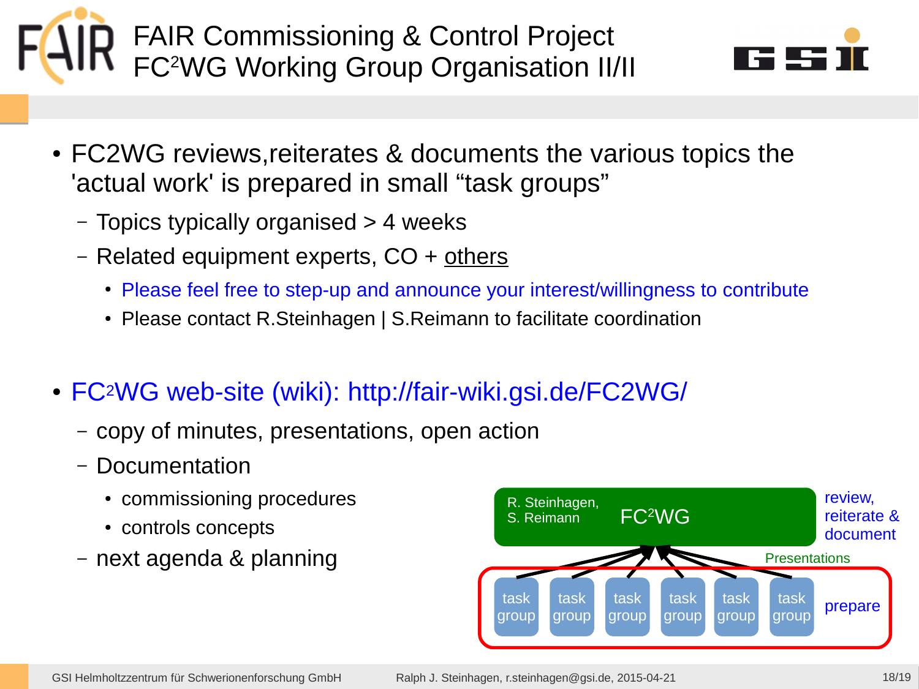# FAIR Commissioning & Control Project
## FC²WG Working Group Organisation II/II

- FC2WG reviews,reiterates & documents the various topics the 'actual work' is prepared in small "task groups"
  - Topics typically organised > 4 weeks
  - Related equipment experts, CO + others
    - Please feel free to step-up and announce your interest/willingness to contribute
    - Please contact R.Steinhagen | S.Reimann to facilitate coordination
- FC²WG web-site (wiki): http://fair-wiki.gsi.de/FC2WG/
  - copy of minutes, presentations, open action
  - Documentation
    - commissioning procedures
    - controls concepts
  - next agenda & planning

R. Steinhagen, S. Reimann — FC²WG — review, reiterate & document

Presentations

task group | task group | task group | task group | task group | task group — prepare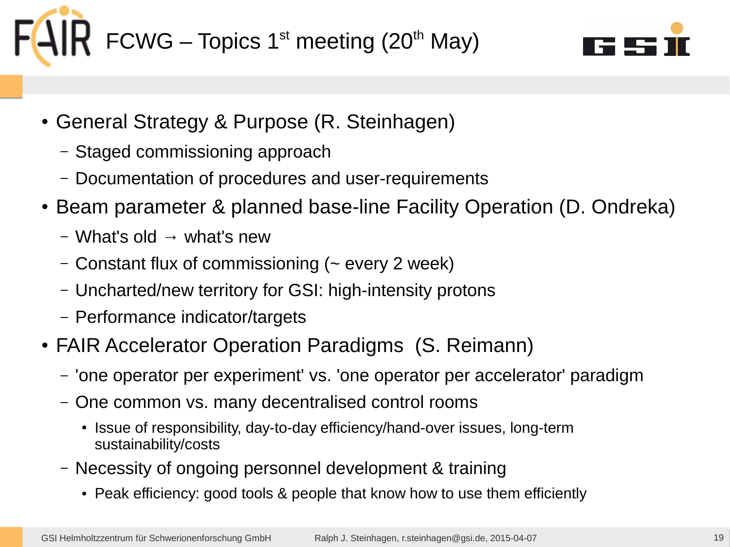# FCWG – Topics 1st meeting (20th May)

- General Strategy & Purpose (R. Steinhagen)
  - Staged commissioning approach
  - Documentation of procedures and user-requirements
- Beam parameter & planned base-line Facility Operation (D. Ondreka)
  - What's old → what's new
  - Constant flux of commissioning (~ every 2 week)
  - Uncharted/new territory for GSI: high-intensity protons
  - Performance indicator/targets
- FAIR Accelerator Operation Paradigms (S. Reimann)
  - 'one operator per experiment' vs. 'one operator per accelerator' paradigm
  - One common vs. many decentralised control rooms
    - Issue of responsibility, day-to-day efficiency/hand-over issues, long-term sustainability/costs
  - Necessity of ongoing personnel development & training
    - Peak efficiency: good tools & people that know how to use them efficiently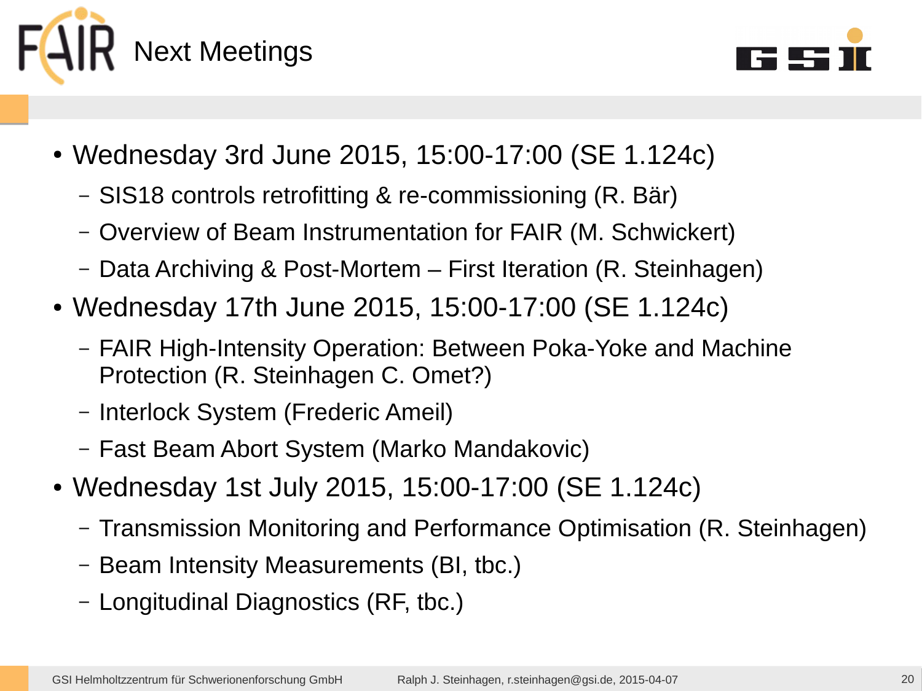# Next Meetings

- Wednesday 3rd June 2015, 15:00-17:00 (SE 1.124c)
  - SIS18 controls retrofitting & re-commissioning (R. Bär)
  - Overview of Beam Instrumentation for FAIR (M. Schwickert)
  - Data Archiving & Post-Mortem – First Iteration (R. Steinhagen)
- Wednesday 17th June 2015, 15:00-17:00 (SE 1.124c)
  - FAIR High-Intensity Operation: Between Poka-Yoke and Machine Protection (R. Steinhagen C. Omet?)
  - Interlock System (Frederic Ameil)
  - Fast Beam Abort System (Marko Mandakovic)
- Wednesday 1st July 2015, 15:00-17:00 (SE 1.124c)
  - Transmission Monitoring and Performance Optimisation (R. Steinhagen)
  - Beam Intensity Measurements (BI, tbc.)
  - Longitudinal Diagnostics (RF, tbc.)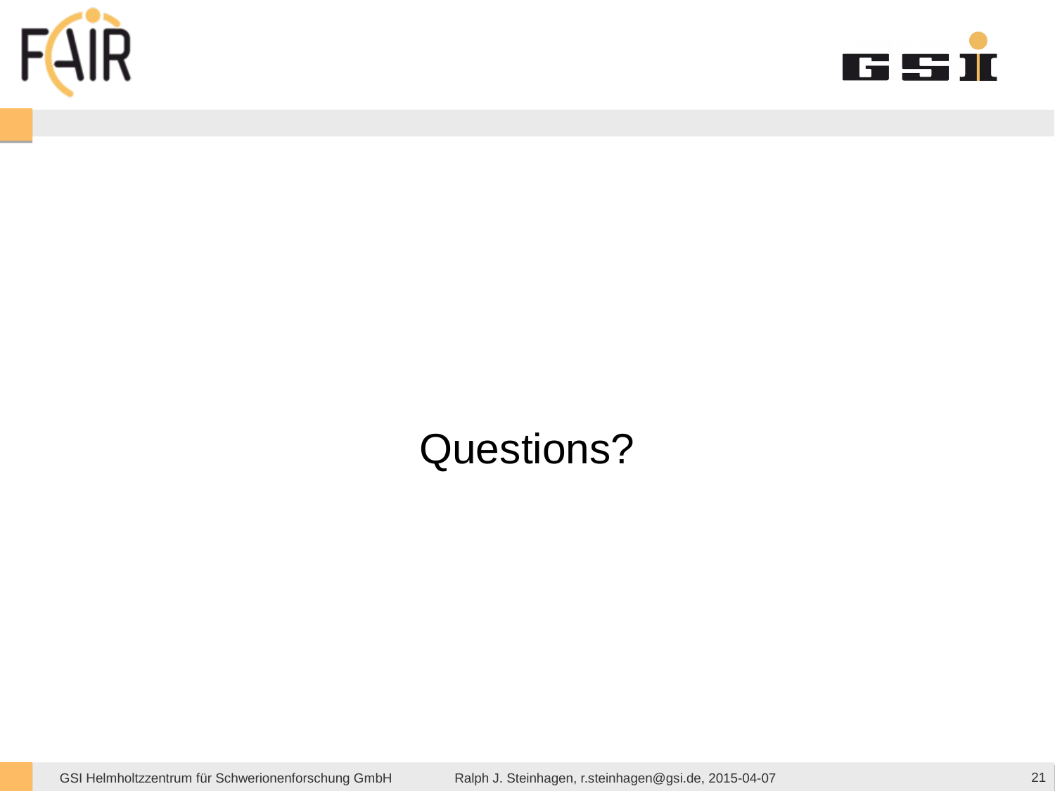Questions?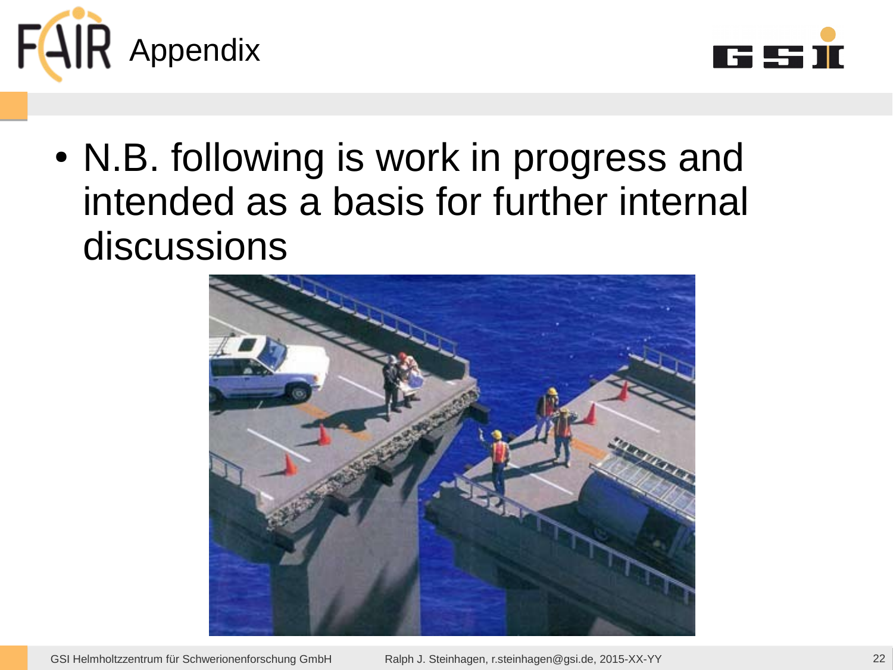# Appendix

- N.B. following is work in progress and intended as a basis for further internal discussions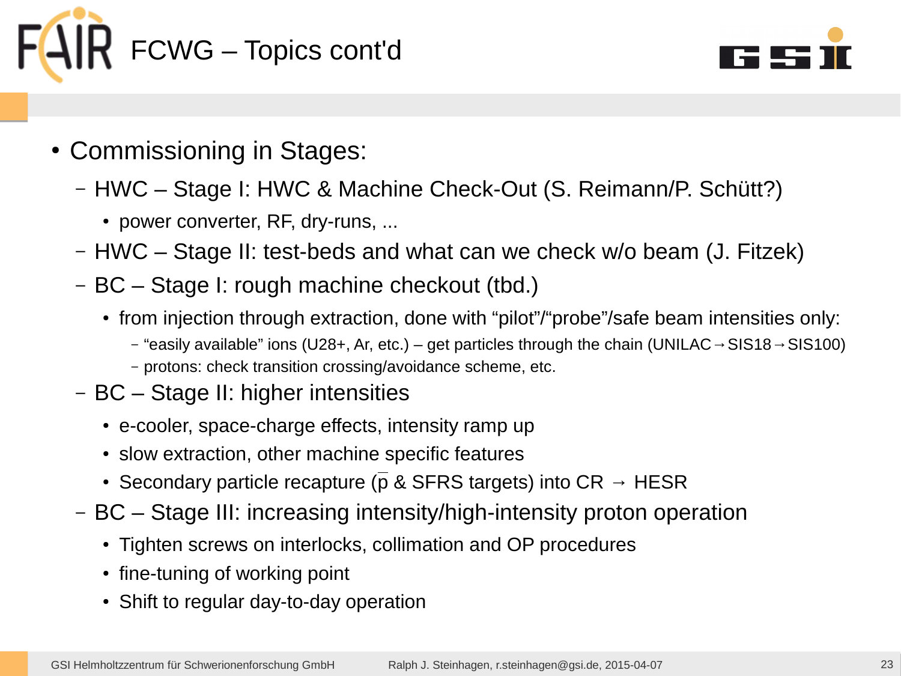# FCWG – Topics cont'd

- Commissioning in Stages:
  - HWC – Stage I: HWC & Machine Check-Out (S. Reimann/P. Schütt?)
    - power converter, RF, dry-runs, ...
  - HWC – Stage II: test-beds and what can we check w/o beam (J. Fitzek)
  - BC – Stage I: rough machine checkout (tbd.)
    - from injection through extraction, done with “pilot”/“probe”/safe beam intensities only:
      - “easily available” ions (U28+, Ar, etc.) – get particles through the chain (UNILAC → SIS18 → SIS100)
      - protons: check transition crossing/avoidance scheme, etc.
  - BC – Stage II: higher intensities
    - e-cooler, space-charge effects, intensity ramp up
    - slow extraction, other machine specific features
    - Secondary particle recapture ($\bar{p}$ & SFRS targets) into CR → HESR
  - BC – Stage III: increasing intensity/high-intensity proton operation
    - Tighten screws on interlocks, collimation and OP procedures
    - fine-tuning of working point
    - Shift to regular day-to-day operation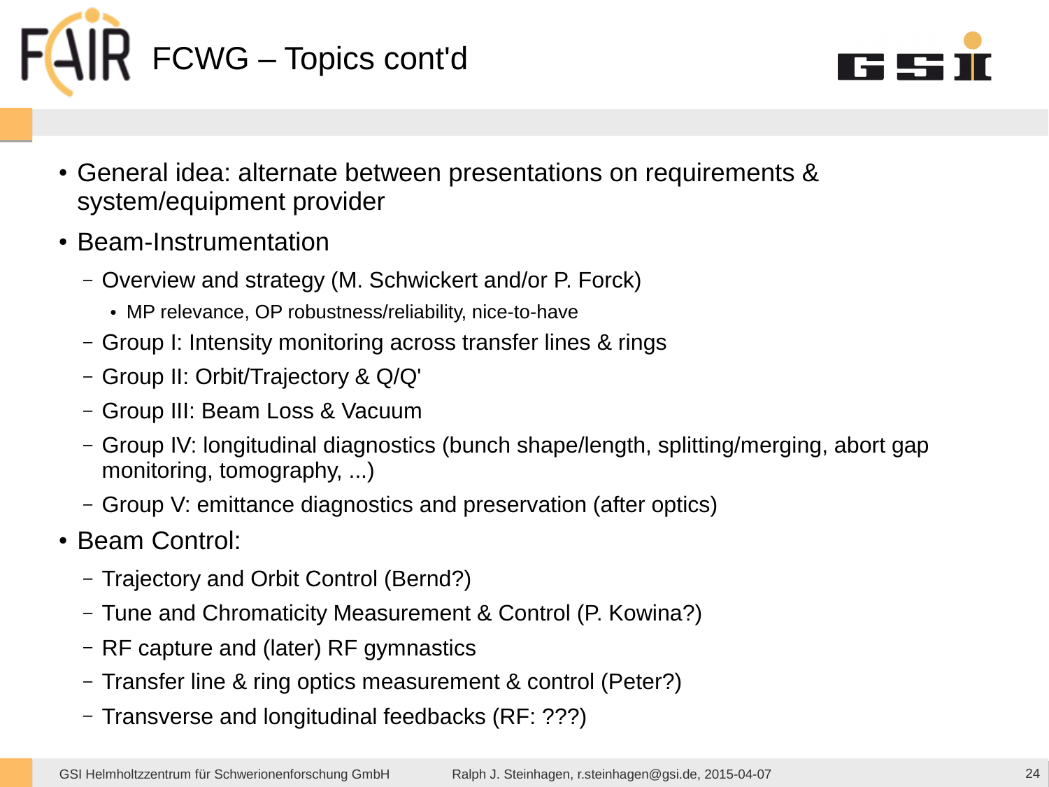# FCWG – Topics cont'd

- General idea: alternate between presentations on requirements & system/equipment provider
- Beam-Instrumentation
  - Overview and strategy (M. Schwickert and/or P. Forck)
    - MP relevance, OP robustness/reliability, nice-to-have
  - Group I: Intensity monitoring across transfer lines & rings
  - Group II: Orbit/Trajectory & Q/Q'
  - Group III: Beam Loss & Vacuum
  - Group IV: longitudinal diagnostics (bunch shape/length, splitting/merging, abort gap monitoring, tomography, ...)
  - Group V: emittance diagnostics and preservation (after optics)
- Beam Control:
  - Trajectory and Orbit Control (Bernd?)
  - Tune and Chromaticity Measurement & Control (P. Kowina?)
  - RF capture and (later) RF gymnastics
  - Transfer line & ring optics measurement & control (Peter?)
  - Transverse and longitudinal feedbacks (RF: ???)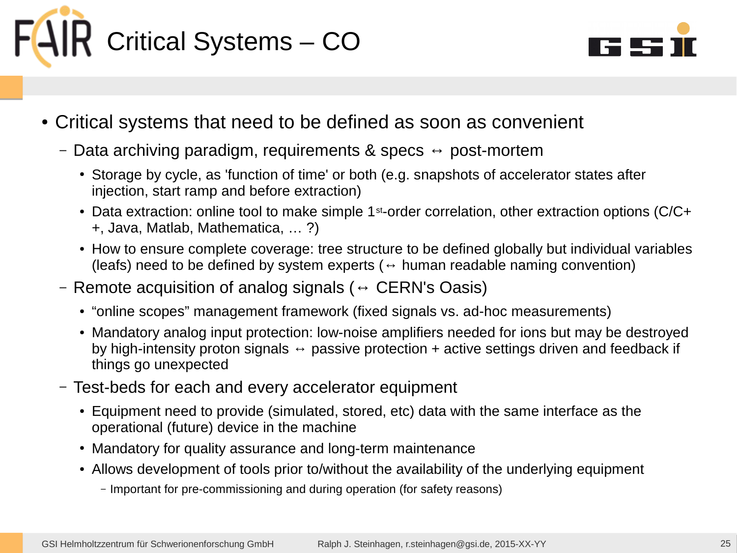# Critical Systems – CO

- Critical systems that need to be defined as soon as convenient
  - Data archiving paradigm, requirements & specs ↔ post-mortem
    - Storage by cycle, as 'function of time' or both (e.g. snapshots of accelerator states after injection, start ramp and before extraction)
    - Data extraction: online tool to make simple 1st-order correlation, other extraction options (C/C++, Java, Matlab, Mathematica, … ?)
    - How to ensure complete coverage: tree structure to be defined globally but individual variables (leafs) need to be defined by system experts (↔ human readable naming convention)
  - Remote acquisition of analog signals (↔ CERN's Oasis)
    - "online scopes" management framework (fixed signals vs. ad-hoc measurements)
    - Mandatory analog input protection: low-noise amplifiers needed for ions but may be destroyed by high-intensity proton signals ↔ passive protection + active settings driven and feedback if things go unexpected
  - Test-beds for each and every accelerator equipment
    - Equipment need to provide (simulated, stored, etc) data with the same interface as the operational (future) device in the machine
    - Mandatory for quality assurance and long-term maintenance
    - Allows development of tools prior to/without the availability of the underlying equipment
      - Important for pre-commissioning and during operation (for safety reasons)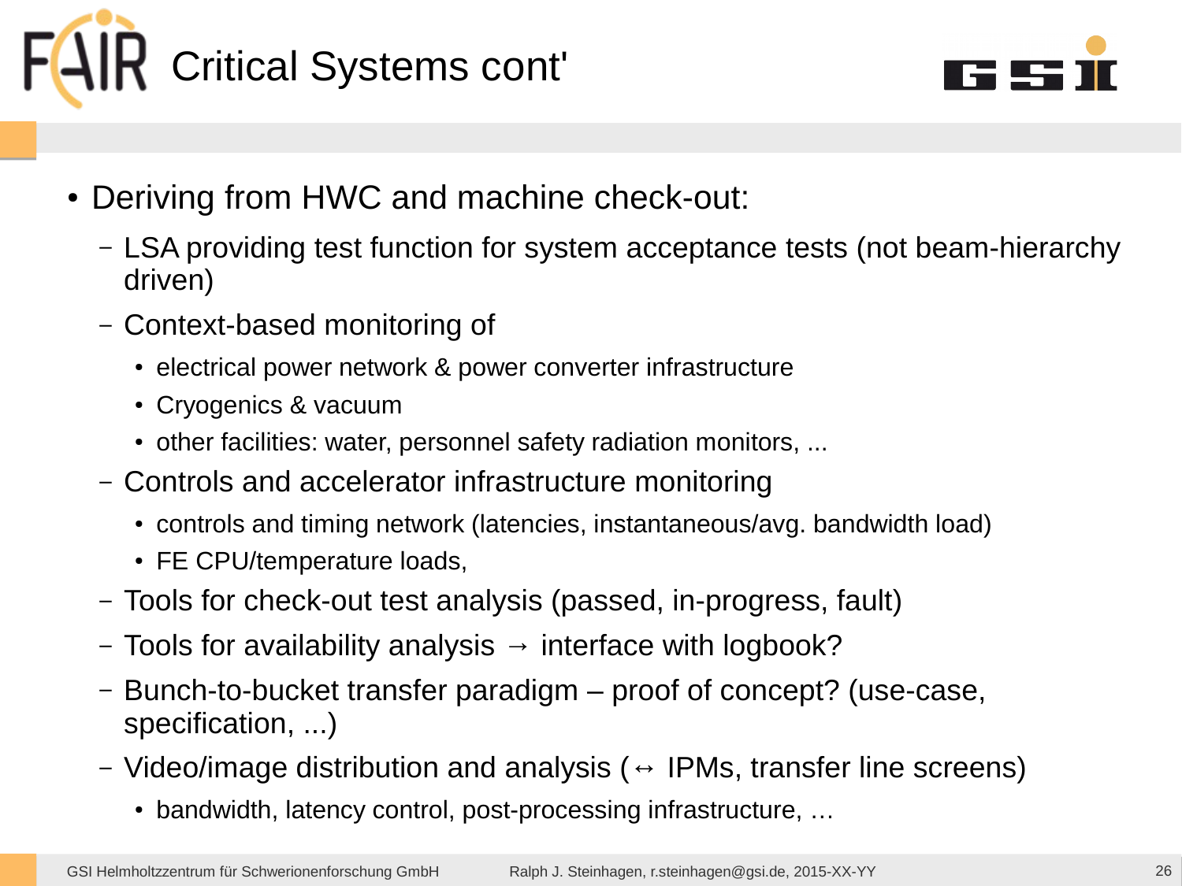# Critical Systems cont'

- Deriving from HWC and machine check-out:
  - LSA providing test function for system acceptance tests (not beam-hierarchy driven)
  - Context-based monitoring of
    - electrical power network & power converter infrastructure
    - Cryogenics & vacuum
    - other facilities: water, personnel safety radiation monitors, ...
  - Controls and accelerator infrastructure monitoring
    - controls and timing network (latencies, instantaneous/avg. bandwidth load)
    - FE CPU/temperature loads,
  - Tools for check-out test analysis (passed, in-progress, fault)
  - Tools for availability analysis → interface with logbook?
  - Bunch-to-bucket transfer paradigm – proof of concept? (use-case, specification, ...)
  - Video/image distribution and analysis (↔ IPMs, transfer line screens)
    - bandwidth, latency control, post-processing infrastructure, …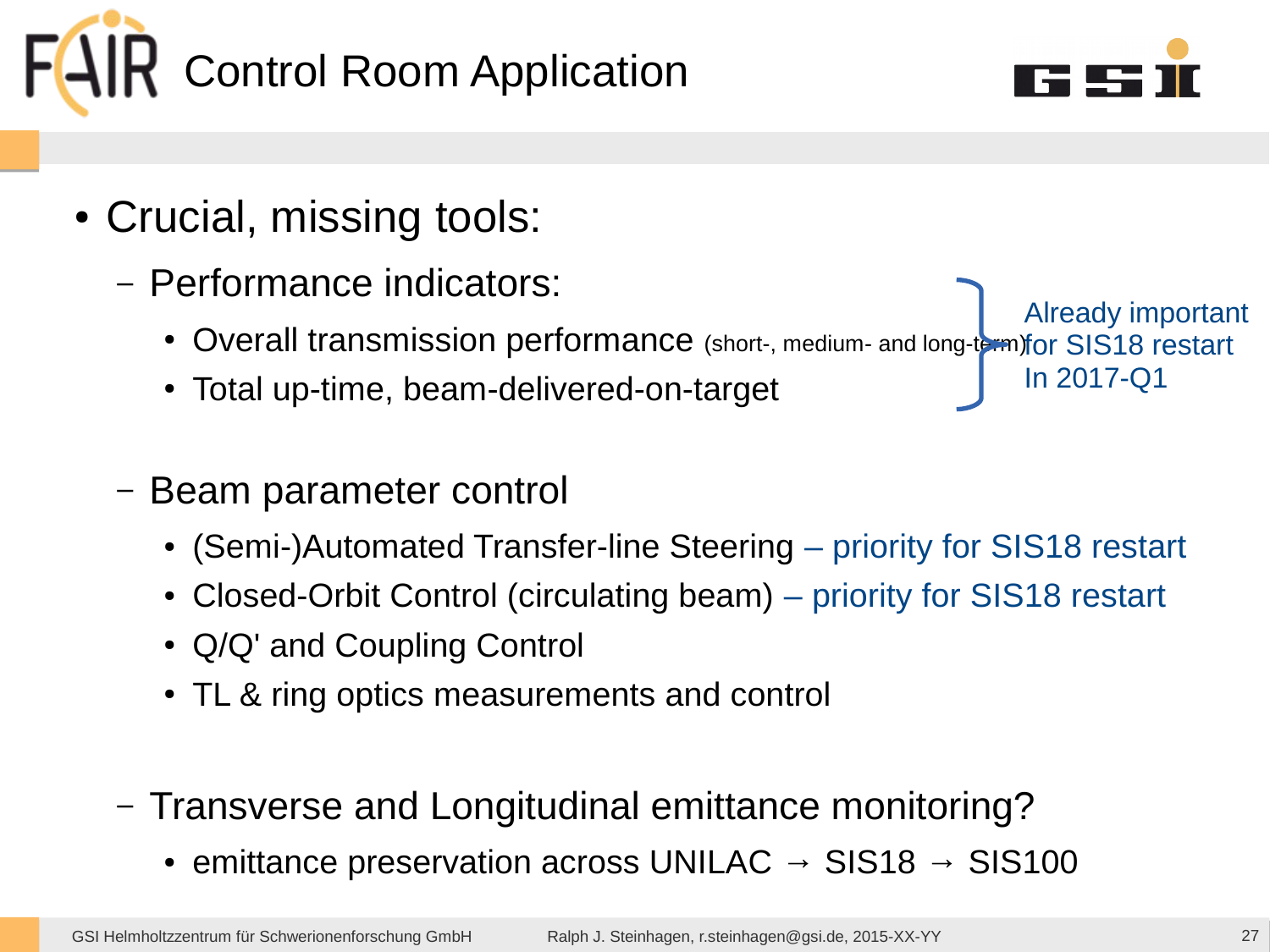# Control Room Application

- Crucial, missing tools:
  - Performance indicators:
    - Overall transmission performance (short-, medium- and long-term)
    - Total up-time, beam-delivered-on-target

    } Already important for SIS18 restart In 2017-Q1

  - Beam parameter control
    - (Semi-)Automated Transfer-line Steering – priority for SIS18 restart
    - Closed-Orbit Control (circulating beam) – priority for SIS18 restart
    - Q/Q' and Coupling Control
    - TL & ring optics measurements and control
  - Transverse and Longitudinal emittance monitoring?
    - emittance preservation across UNILAC → SIS18 → SIS100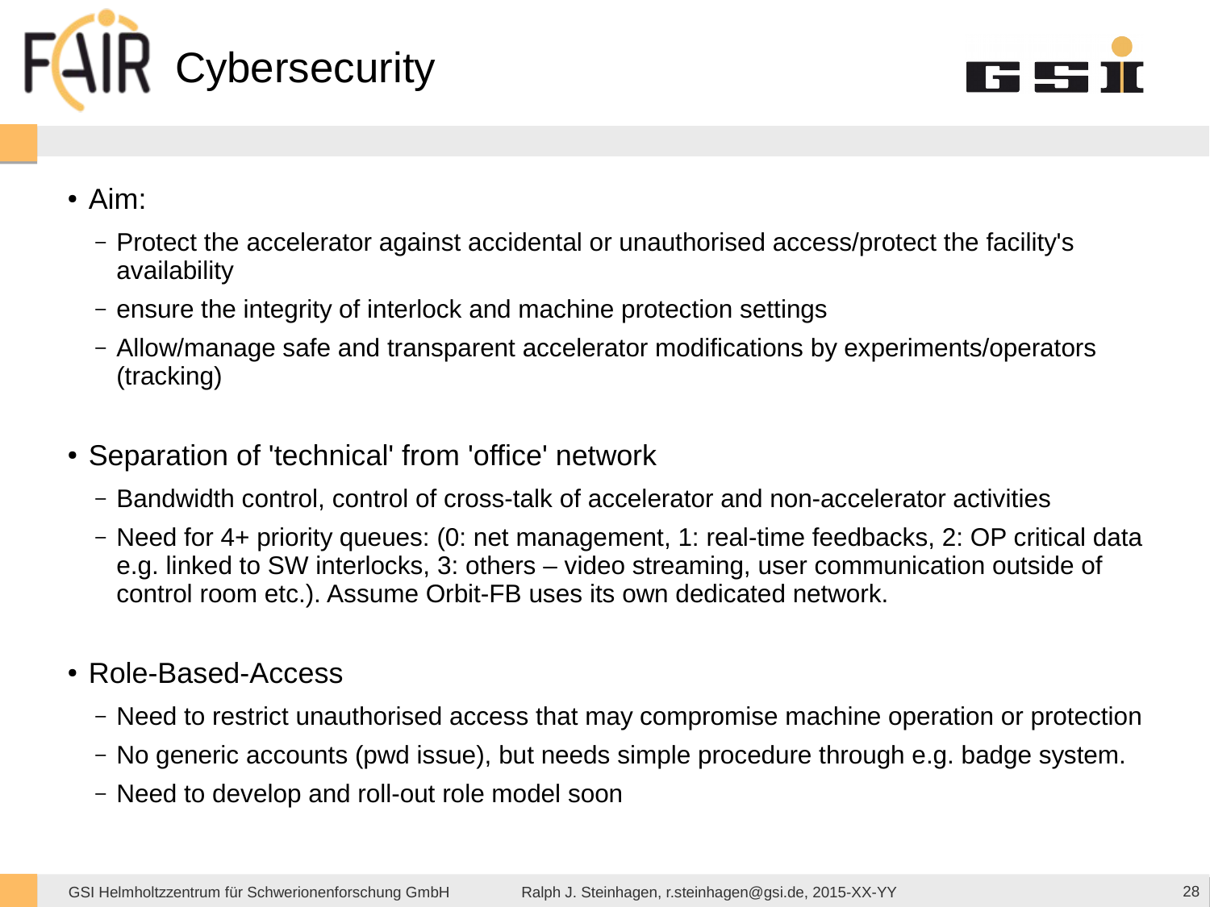# Cybersecurity

- Aim:
  - Protect the accelerator against accidental or unauthorised access/protect the facility's availability
  - ensure the integrity of interlock and machine protection settings
  - Allow/manage safe and transparent accelerator modifications by experiments/operators (tracking)
- Separation of 'technical' from 'office' network
  - Bandwidth control, control of cross-talk of accelerator and non-accelerator activities
  - Need for 4+ priority queues: (0: net management, 1: real-time feedbacks, 2: OP critical data e.g. linked to SW interlocks, 3: others – video streaming, user communication outside of control room etc.). Assume Orbit-FB uses its own dedicated network.
- Role-Based-Access
  - Need to restrict unauthorised access that may compromise machine operation or protection
  - No generic accounts (pwd issue), but needs simple procedure through e.g. badge system.
  - Need to develop and roll-out role model soon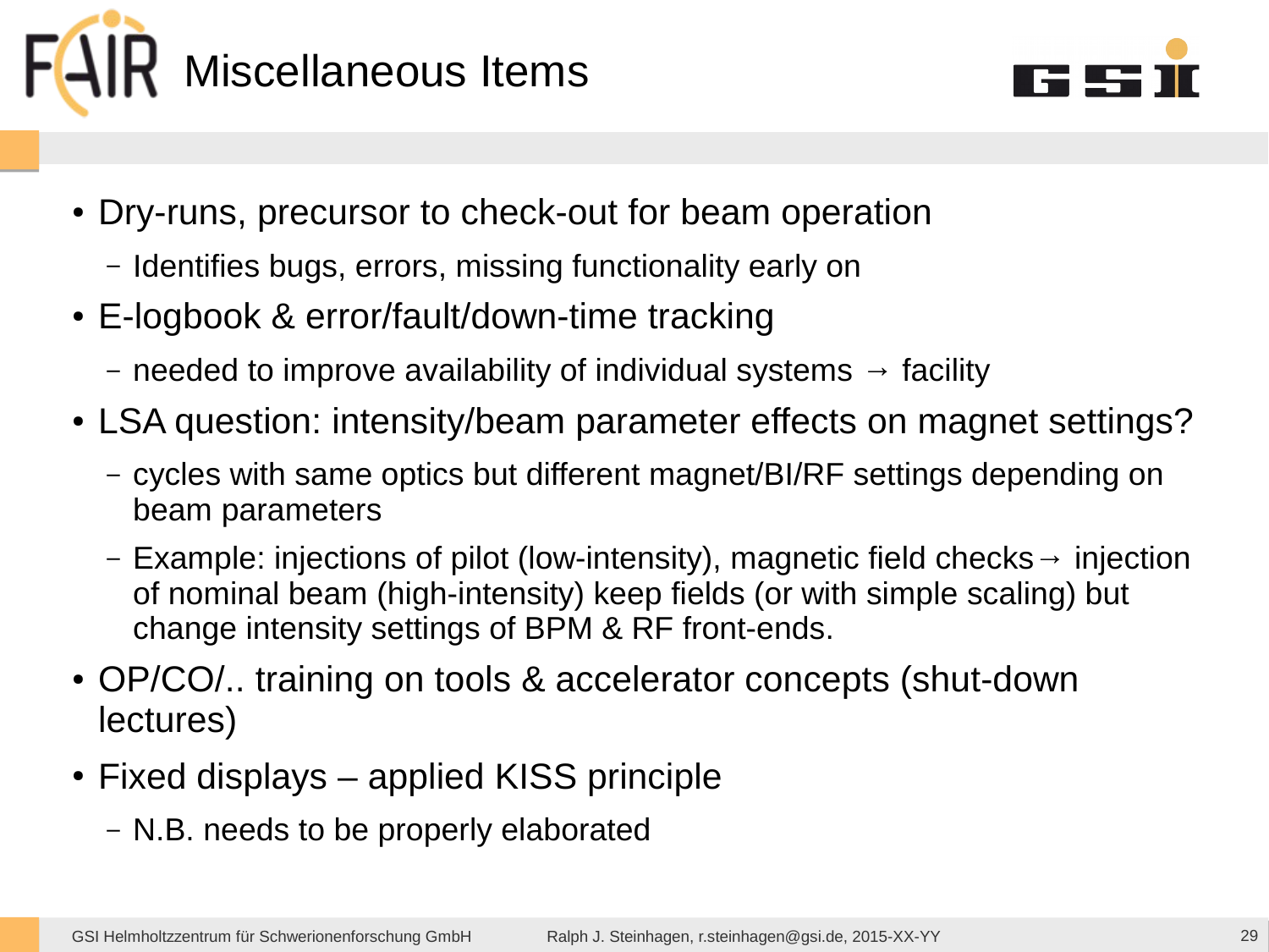# Miscellaneous Items

- Dry-runs, precursor to check-out for beam operation
  - Identifies bugs, errors, missing functionality early on
- E-logbook & error/fault/down-time tracking
  - needed to improve availability of individual systems → facility
- LSA question: intensity/beam parameter effects on magnet settings?
  - cycles with same optics but different magnet/BI/RF settings depending on beam parameters
  - Example: injections of pilot (low-intensity), magnetic field checks → injection of nominal beam (high-intensity) keep fields (or with simple scaling) but change intensity settings of BPM & RF front-ends.
- OP/CO/.. training on tools & accelerator concepts (shut-down lectures)
- Fixed displays – applied KISS principle
  - N.B. needs to be properly elaborated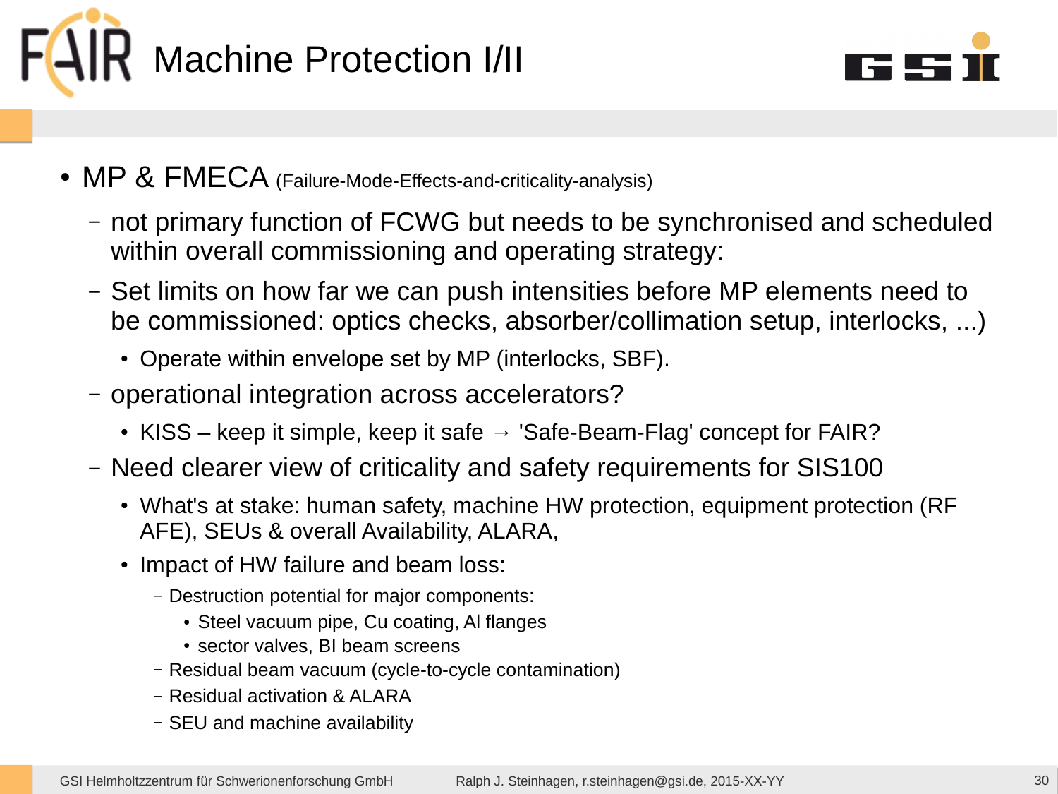# Machine Protection I/II

- MP & FMECA (Failure-Mode-Effects-and-criticality-analysis)
  - not primary function of FCWG but needs to be synchronised and scheduled within overall commissioning and operating strategy:
  - Set limits on how far we can push intensities before MP elements need to be commissioned: optics checks, absorber/collimation setup, interlocks, ...)
    - Operate within envelope set by MP (interlocks, SBF).
  - operational integration across accelerators?
    - KISS – keep it simple, keep it safe → 'Safe-Beam-Flag' concept for FAIR?
  - Need clearer view of criticality and safety requirements for SIS100
    - What's at stake: human safety, machine HW protection, equipment protection (RF AFE), SEUs & overall Availability, ALARA,
    - Impact of HW failure and beam loss:
      - Destruction potential for major components:
        - Steel vacuum pipe, Cu coating, Al flanges
        - sector valves, BI beam screens
      - Residual beam vacuum (cycle-to-cycle contamination)
      - Residual activation & ALARA
      - SEU and machine availability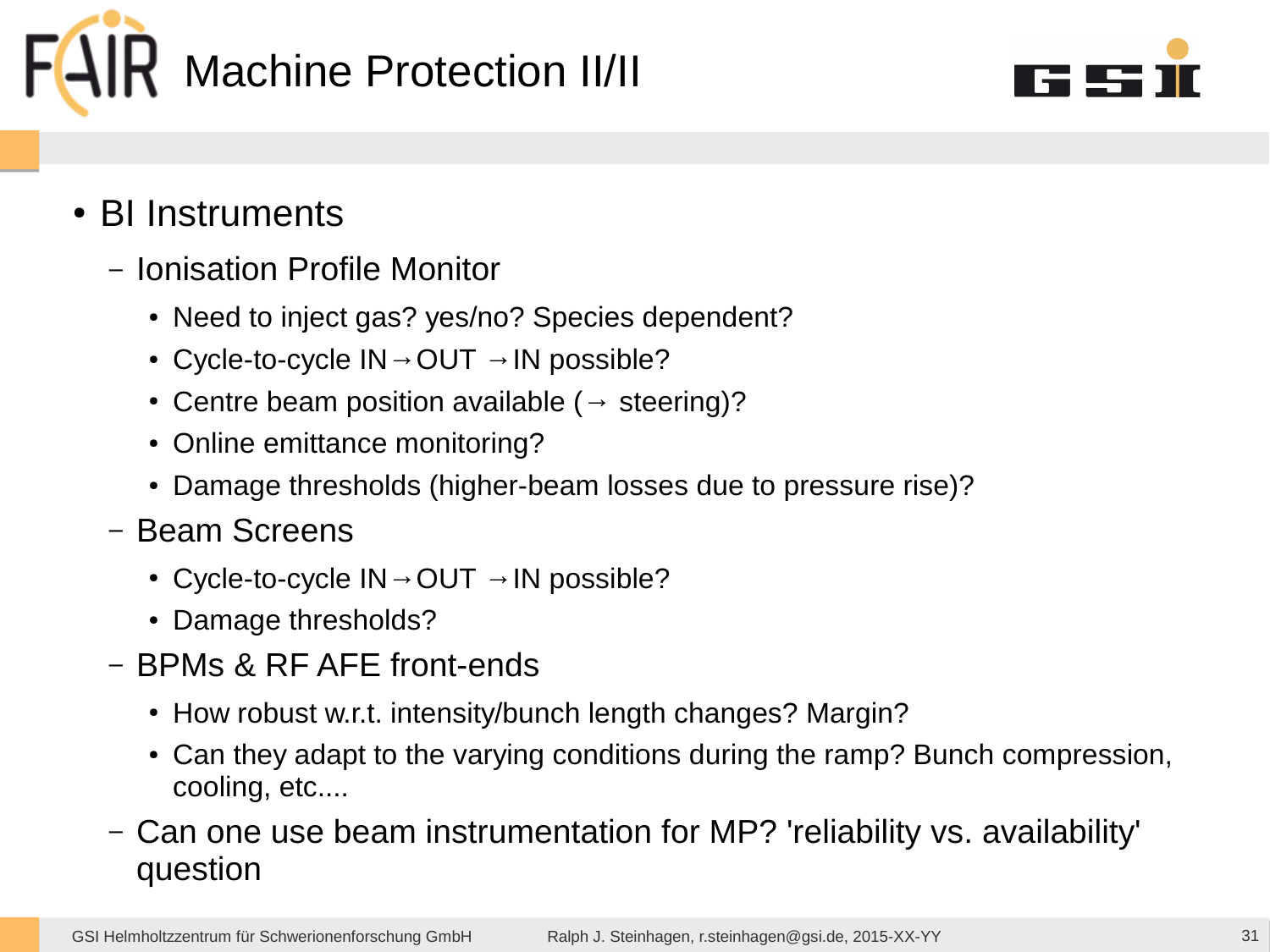# Machine Protection II/II

- BI Instruments
  - Ionisation Profile Monitor
    - Need to inject gas? yes/no? Species dependent?
    - Cycle-to-cycle IN→OUT →IN possible?
    - Centre beam position available (→ steering)?
    - Online emittance monitoring?
    - Damage thresholds (higher-beam losses due to pressure rise)?
  - Beam Screens
    - Cycle-to-cycle IN→OUT →IN possible?
    - Damage thresholds?
  - BPMs & RF AFE front-ends
    - How robust w.r.t. intensity/bunch length changes? Margin?
    - Can they adapt to the varying conditions during the ramp? Bunch compression, cooling, etc....
  - Can one use beam instrumentation for MP? 'reliability vs. availability' question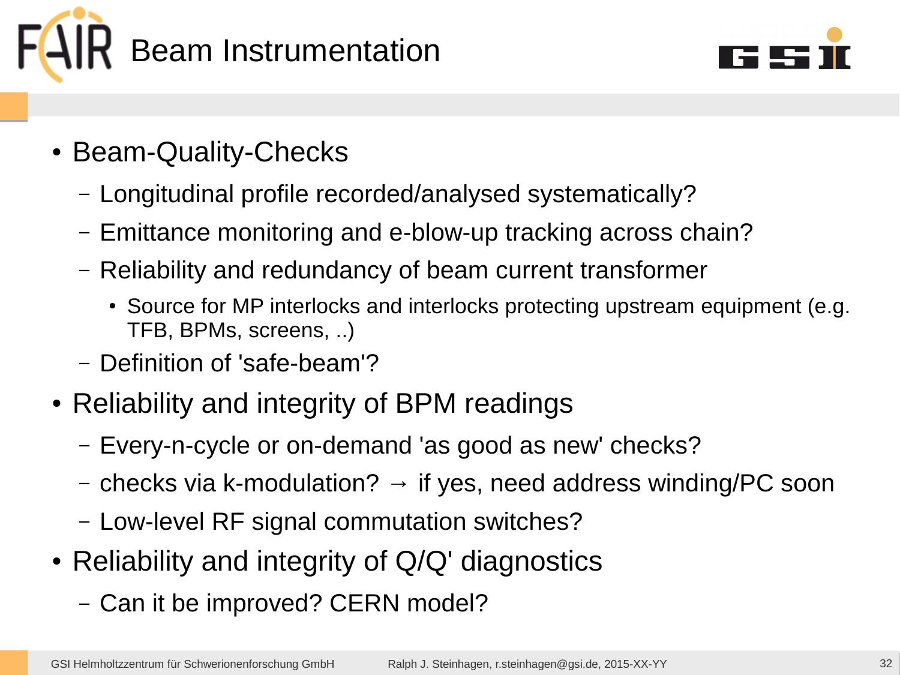# Beam Instrumentation

- Beam-Quality-Checks
  - Longitudinal profile recorded/analysed systematically?
  - Emittance monitoring and e-blow-up tracking across chain?
  - Reliability and redundancy of beam current transformer
    - Source for MP interlocks and interlocks protecting upstream equipment (e.g. TFB, BPMs, screens, ..)
  - Definition of 'safe-beam'?
- Reliability and integrity of BPM readings
  - Every-n-cycle or on-demand 'as good as new' checks?
  - checks via k-modulation? → if yes, need address winding/PC soon
  - Low-level RF signal commutation switches?
- Reliability and integrity of Q/Q' diagnostics
  - Can it be improved? CERN model?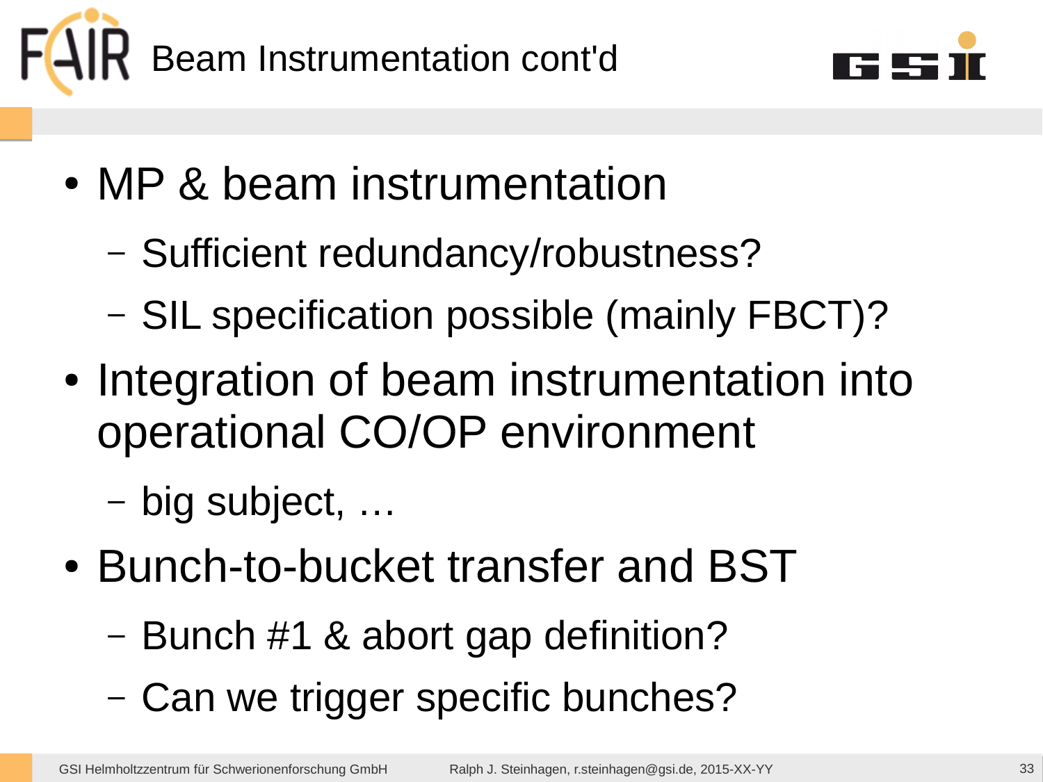# Beam Instrumentation cont'd

- MP & beam instrumentation
  - Sufficient redundancy/robustness?
  - SIL specification possible (mainly FBCT)?
- Integration of beam instrumentation into operational CO/OP environment
  - big subject, …
- Bunch-to-bucket transfer and BST
  - Bunch #1 & abort gap definition?
  - Can we trigger specific bunches?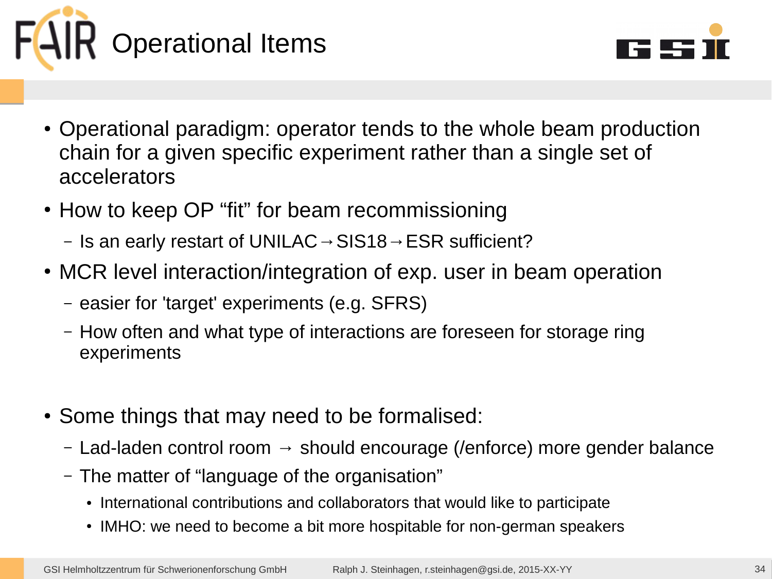# Operational Items

- Operational paradigm: operator tends to the whole beam production chain for a given specific experiment rather than a single set of accelerators
- How to keep OP “fit” for beam recommissioning
  - Is an early restart of UNILAC→SIS18→ESR sufficient?
- MCR level interaction/integration of exp. user in beam operation
  - easier for 'target' experiments (e.g. SFRS)
  - How often and what type of interactions are foreseen for storage ring experiments

- Some things that may need to be formalised:
  - Lad-laden control room → should encourage (/enforce) more gender balance
  - The matter of “language of the organisation”
    - International contributions and collaborators that would like to participate
    - IMHO: we need to become a bit more hospitable for non-german speakers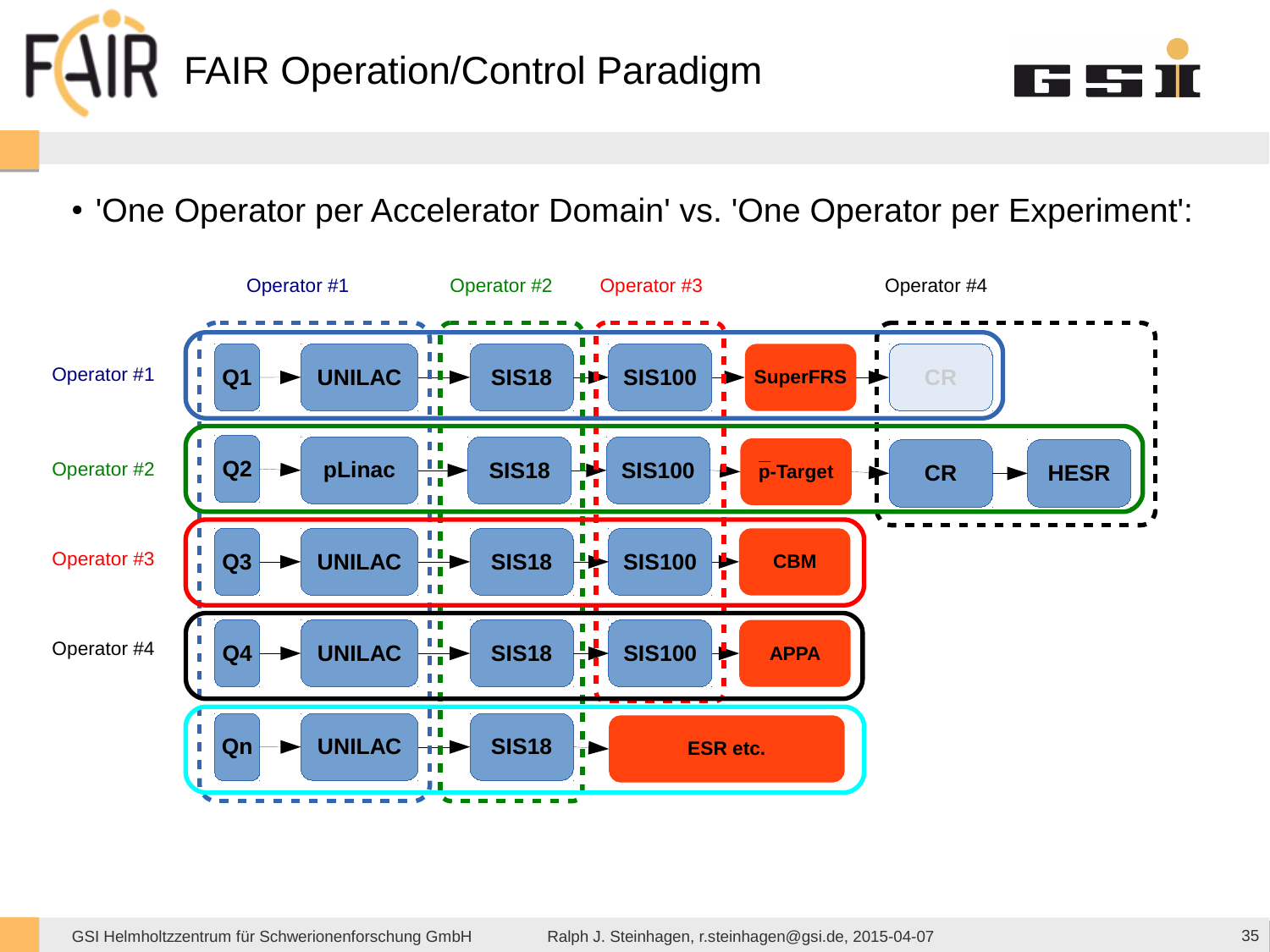# FAIR Operation/Control Paradigm

- 'One Operator per Accelerator Domain' vs. 'One Operator per Experiment':

Operator #1
Operator #2
Operator #3
Operator #4

Operator #1
Q1 → UNILAC → SIS18 → SIS100 → SuperFRS → CR

Operator #2
Q2 → pLinac → SIS18 → SIS100 → p-Target → CR → HESR

Operator #3
Q3 → UNILAC → SIS18 → SIS100 → CBM

Operator #4
Q4 → UNILAC → SIS18 → SIS100 → APPA

Qn → UNILAC → SIS18 → ESR etc.

GSI Helmholtzzentrum für Schwerionenforschung GmbH

Ralph J. Steinhagen, r.steinhagen@gsi.de, 2015-04-07